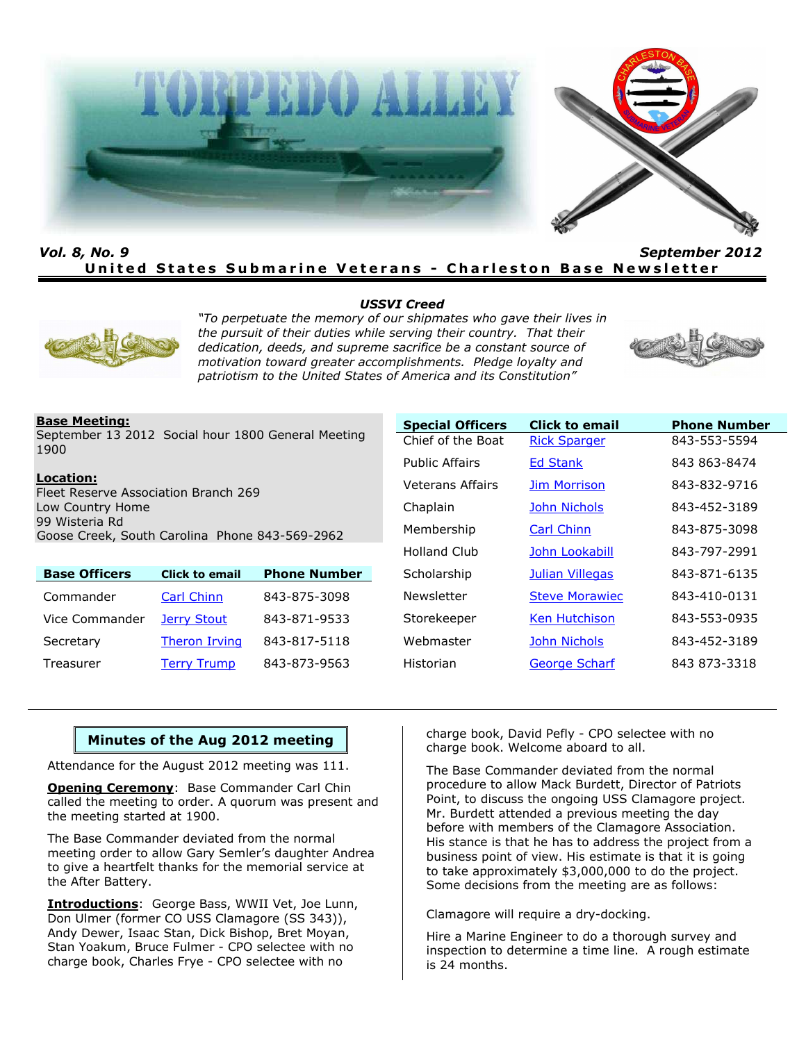# TORPEDO ALLEY

***Vol. 8, No. 9*** ***September 2012***

**United States Submarine Veterans - Charleston Base Newsletter**

***USSVI Creed***

*"To perpetuate the memory of our shipmates who gave their lives in the pursuit of their duties while serving their country. That their dedication, deeds, and supreme sacrifice be a constant source of motivation toward greater accomplishments. Pledge loyalty and patriotism to the United States of America and its Constitution"*

**Base Meeting:**
September 13 2012 Social hour 1800 General Meeting 1900

**Location:**
Fleet Reserve Association Branch 269
Low Country Home
99 Wisteria Rd
Goose Creek, South Carolina Phone 843-569-2962

| Base Officers | Click to email | Phone Number |
|---|---|---|
| Commander | Carl Chinn | 843-875-3098 |
| Vice Commander | Jerry Stout | 843-871-9533 |
| Secretary | Theron Irving | 843-817-5118 |
| Treasurer | Terry Trump | 843-873-9563 |

| Special Officers | Click to email | Phone Number |
|---|---|---|
| Chief of the Boat | Rick Sparger | 843-553-5594 |
| Public Affairs | Ed Stank | 843 863-8474 |
| Veterans Affairs | Jim Morrison | 843-832-9716 |
| Chaplain | John Nichols | 843-452-3189 |
| Membership | Carl Chinn | 843-875-3098 |
| Holland Club | John Lookabill | 843-797-2991 |
| Scholarship | Julian Villegas | 843-871-6135 |
| Newsletter | Steve Morawiec | 843-410-0131 |
| Storekeeper | Ken Hutchison | 843-553-0935 |
| Webmaster | John Nichols | 843-452-3189 |
| Historian | George Scharf | 843 873-3318 |

## Minutes of the Aug 2012 meeting

Attendance for the August 2012 meeting was 111.

**Opening Ceremony**: Base Commander Carl Chin called the meeting to order. A quorum was present and the meeting started at 1900.

The Base Commander deviated from the normal meeting order to allow Gary Semler's daughter Andrea to give a heartfelt thanks for the memorial service at the After Battery.

**Introductions**: George Bass, WWII Vet, Joe Lunn, Don Ulmer (former CO USS Clamagore (SS 343)), Andy Dewer, Isaac Stan, Dick Bishop, Bret Moyan, Stan Yoakum, Bruce Fulmer - CPO selectee with no charge book, Charles Frye - CPO selectee with no charge book, David Pefly - CPO selectee with no charge book. Welcome aboard to all.

The Base Commander deviated from the normal procedure to allow Mack Burdett, Director of Patriots Point, to discuss the ongoing USS Clamagore project. Mr. Burdett attended a previous meeting the day before with members of the Clamagore Association. His stance is that he has to address the project from a business point of view. His estimate is that it is going to take approximately $3,000,000 to do the project. Some decisions from the meeting are as follows:

Clamagore will require a dry-docking.

Hire a Marine Engineer to do a thorough survey and inspection to determine a time line. A rough estimate is 24 months.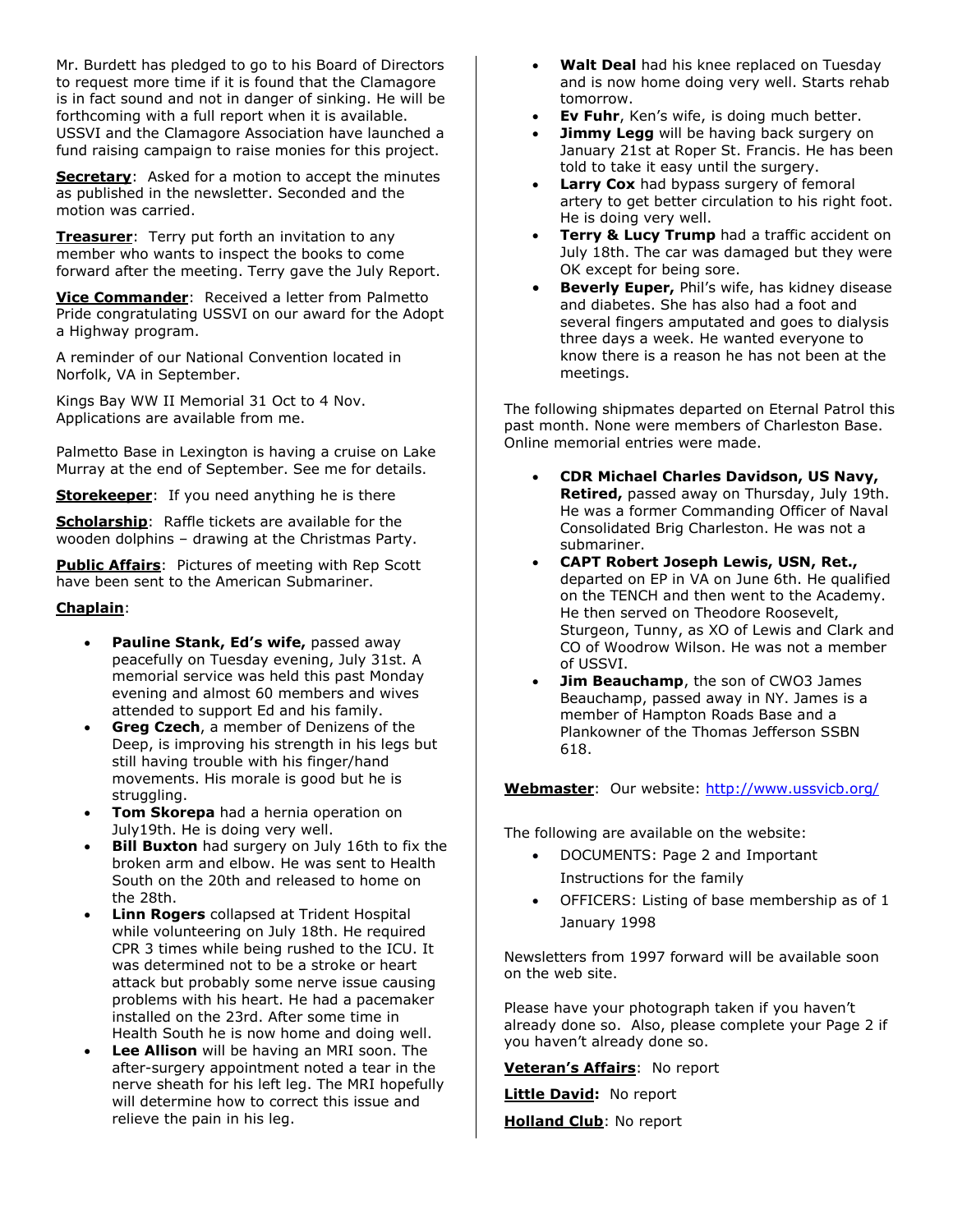Mr. Burdett has pledged to go to his Board of Directors to request more time if it is found that the Clamagore is in fact sound and not in danger of sinking. He will be forthcoming with a full report when it is available. USSVI and the Clamagore Association have launched a fund raising campaign to raise monies for this project.

**Secretary**: Asked for a motion to accept the minutes as published in the newsletter. Seconded and the motion was carried.

**Treasurer**: Terry put forth an invitation to any member who wants to inspect the books to come forward after the meeting. Terry gave the July Report.

**Vice Commander**: Received a letter from Palmetto Pride congratulating USSVI on our award for the Adopt a Highway program.

A reminder of our National Convention located in Norfolk, VA in September.

Kings Bay WW II Memorial 31 Oct to 4 Nov. Applications are available from me.

Palmetto Base in Lexington is having a cruise on Lake Murray at the end of September. See me for details.

**Storekeeper**: If you need anything he is there

**Scholarship**: Raffle tickets are available for the wooden dolphins – drawing at the Christmas Party.

**Public Affairs**: Pictures of meeting with Rep Scott have been sent to the American Submariner.

**Chaplain**:

- **Pauline Stank, Ed's wife,** passed away peacefully on Tuesday evening, July 31st. A memorial service was held this past Monday evening and almost 60 members and wives attended to support Ed and his family.
- **Greg Czech**, a member of Denizens of the Deep, is improving his strength in his legs but still having trouble with his finger/hand movements. His morale is good but he is struggling.
- **Tom Skorepa** had a hernia operation on July19th. He is doing very well.
- **Bill Buxton** had surgery on July 16th to fix the broken arm and elbow. He was sent to Health South on the 20th and released to home on the 28th.
- **Linn Rogers** collapsed at Trident Hospital while volunteering on July 18th. He required CPR 3 times while being rushed to the ICU. It was determined not to be a stroke or heart attack but probably some nerve issue causing problems with his heart. He had a pacemaker installed on the 23rd. After some time in Health South he is now home and doing well.
- **Lee Allison** will be having an MRI soon. The after-surgery appointment noted a tear in the nerve sheath for his left leg. The MRI hopefully will determine how to correct this issue and relieve the pain in his leg.
- **Walt Deal** had his knee replaced on Tuesday and is now home doing very well. Starts rehab tomorrow.
- **Ev Fuhr**, Ken's wife, is doing much better.
- **Jimmy Legg** will be having back surgery on January 21st at Roper St. Francis. He has been told to take it easy until the surgery.
- **Larry Cox** had bypass surgery of femoral artery to get better circulation to his right foot. He is doing very well.
- **Terry & Lucy Trump** had a traffic accident on July 18th. The car was damaged but they were OK except for being sore.
- **Beverly Euper,** Phil's wife, has kidney disease and diabetes. She has also had a foot and several fingers amputated and goes to dialysis three days a week. He wanted everyone to know there is a reason he has not been at the meetings.

The following shipmates departed on Eternal Patrol this past month. None were members of Charleston Base. Online memorial entries were made.

- **CDR Michael Charles Davidson, US Navy, Retired,** passed away on Thursday, July 19th. He was a former Commanding Officer of Naval Consolidated Brig Charleston. He was not a submariner.
- **CAPT Robert Joseph Lewis, USN, Ret.,** departed on EP in VA on June 6th. He qualified on the TENCH and then went to the Academy. He then served on Theodore Roosevelt, Sturgeon, Tunny, as XO of Lewis and Clark and CO of Woodrow Wilson. He was not a member of USSVI.
- **Jim Beauchamp**, the son of CWO3 James Beauchamp, passed away in NY. James is a member of Hampton Roads Base and a Plankowner of the Thomas Jefferson SSBN 618.

**Webmaster**: Our website: http://www.ussvicb.org/

The following are available on the website:

- DOCUMENTS: Page 2 and Important Instructions for the family
- OFFICERS: Listing of base membership as of 1 January 1998

Newsletters from 1997 forward will be available soon on the web site.

Please have your photograph taken if you haven't already done so. Also, please complete your Page 2 if you haven't already done so.

**Veteran's Affairs**: No report

**Little David:** No report

**Holland Club**: No report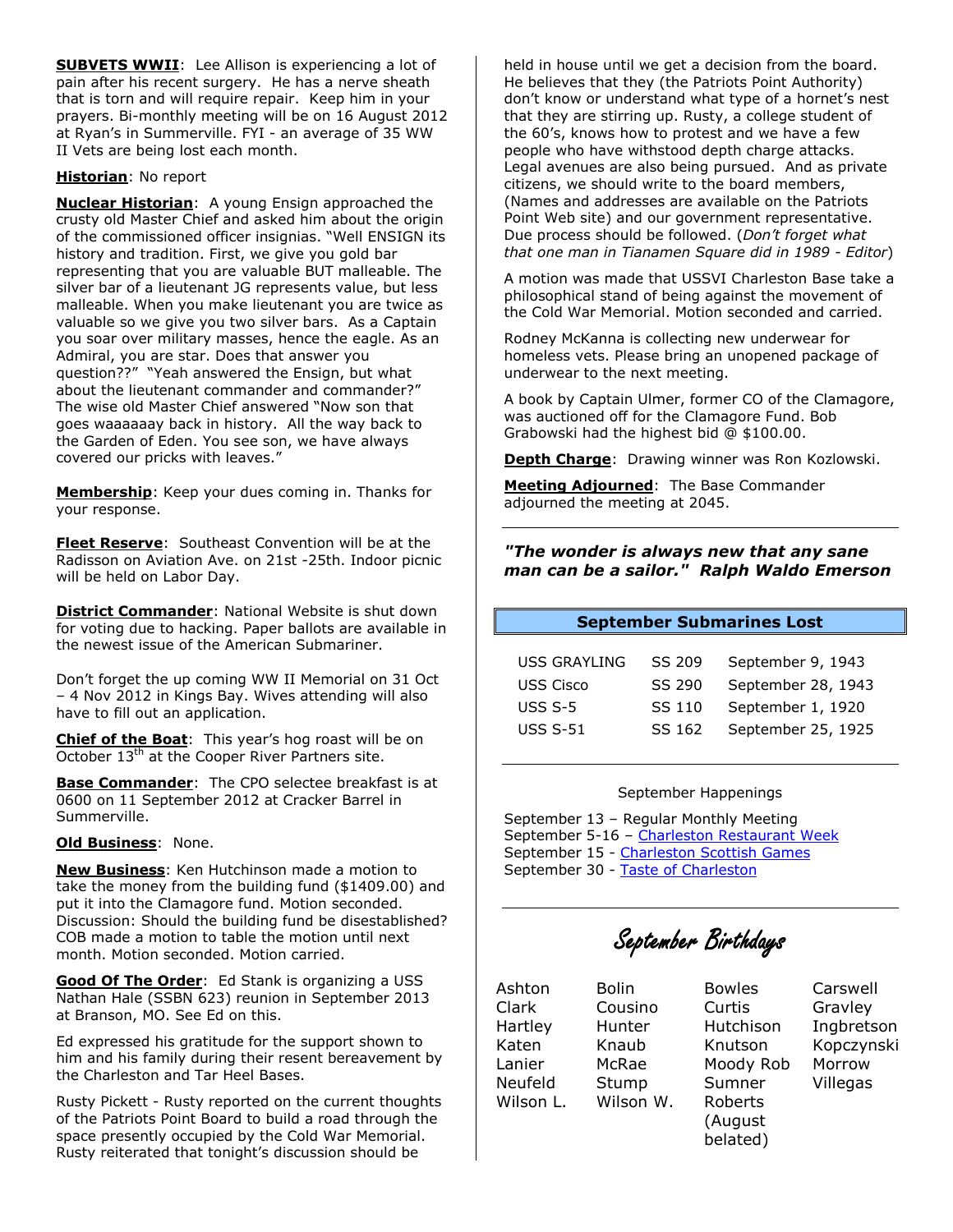**SUBVETS WWII**: Lee Allison is experiencing a lot of pain after his recent surgery. He has a nerve sheath that is torn and will require repair. Keep him in your prayers. Bi-monthly meeting will be on 16 August 2012 at Ryan's in Summerville. FYI - an average of 35 WW II Vets are being lost each month.

**Historian**: No report

**Nuclear Historian**: A young Ensign approached the crusty old Master Chief and asked him about the origin of the commissioned officer insignias. "Well ENSIGN its history and tradition. First, we give you gold bar representing that you are valuable BUT malleable. The silver bar of a lieutenant JG represents value, but less malleable. When you make lieutenant you are twice as valuable so we give you two silver bars. As a Captain you soar over military masses, hence the eagle. As an Admiral, you are star. Does that answer you question??" "Yeah answered the Ensign, but what about the lieutenant commander and commander?" The wise old Master Chief answered "Now son that goes waaaaaay back in history. All the way back to the Garden of Eden. You see son, we have always covered our pricks with leaves."

**Membership**: Keep your dues coming in. Thanks for your response.

**Fleet Reserve**: Southeast Convention will be at the Radisson on Aviation Ave. on 21st -25th. Indoor picnic will be held on Labor Day.

**District Commander**: National Website is shut down for voting due to hacking. Paper ballots are available in the newest issue of the American Submariner.

Don't forget the up coming WW II Memorial on 31 Oct – 4 Nov 2012 in Kings Bay. Wives attending will also have to fill out an application.

**Chief of the Boat**: This year's hog roast will be on October 13th at the Cooper River Partners site.

**Base Commander**: The CPO selectee breakfast is at 0600 on 11 September 2012 at Cracker Barrel in Summerville.

**Old Business**: None.

**New Business**: Ken Hutchinson made a motion to take the money from the building fund ($1409.00) and put it into the Clamagore fund. Motion seconded. Discussion: Should the building fund be disestablished? COB made a motion to table the motion until next month. Motion seconded. Motion carried.

**Good Of The Order**: Ed Stank is organizing a USS Nathan Hale (SSBN 623) reunion in September 2013 at Branson, MO. See Ed on this.

Ed expressed his gratitude for the support shown to him and his family during their resent bereavement by the Charleston and Tar Heel Bases.

Rusty Pickett - Rusty reported on the current thoughts of the Patriots Point Board to build a road through the space presently occupied by the Cold War Memorial. Rusty reiterated that tonight's discussion should be held in house until we get a decision from the board. He believes that they (the Patriots Point Authority) don't know or understand what type of a hornet's nest that they are stirring up. Rusty, a college student of the 60's, knows how to protest and we have a few people who have withstood depth charge attacks. Legal avenues are also being pursued. And as private citizens, we should write to the board members, (Names and addresses are available on the Patriots Point Web site) and our government representative. Due process should be followed. (*Don't forget what that one man in Tianamen Square did in 1989 - Editor*)

A motion was made that USSVI Charleston Base take a philosophical stand of being against the movement of the Cold War Memorial. Motion seconded and carried.

Rodney McKanna is collecting new underwear for homeless vets. Please bring an unopened package of underwear to the next meeting.

A book by Captain Ulmer, former CO of the Clamagore, was auctioned off for the Clamagore Fund. Bob Grabowski had the highest bid @ $100.00.

**Depth Charge**: Drawing winner was Ron Kozlowski.

**Meeting Adjourned**: The Base Commander adjourned the meeting at 2045.

---

***"The wonder is always new that any sane man can be a sailor." Ralph Waldo Emerson***

## September Submarines Lost

| | | |
|---|---|---|
| USS GRAYLING | SS 209 | September 9, 1943 |
| USS Cisco | SS 290 | September 28, 1943 |
| USS S-5 | SS 110 | September 1, 1920 |
| USS S-51 | SS 162 | September 25, 1925 |

---

September Happenings

September 13 – Regular Monthly Meeting
September 5-16 – Charleston Restaurant Week
September 15 - Charleston Scottish Games
September 30 - Taste of Charleston

---

## September Birthdays

| | | | |
|---|---|---|---|
| Ashton | Bolin | Bowles | Carswell |
| Clark | Cousino | Curtis | Gravley |
| Hartley | Hunter | Hutchison | Ingbretson |
| Katen | Knaub | Knutson | Kopczynski |
| Lanier | McRae | Moody Rob | Morrow |
| Neufeld | Stump | Sumner | Villegas |
| Wilson L. | Wilson W. | Roberts (August belated) | |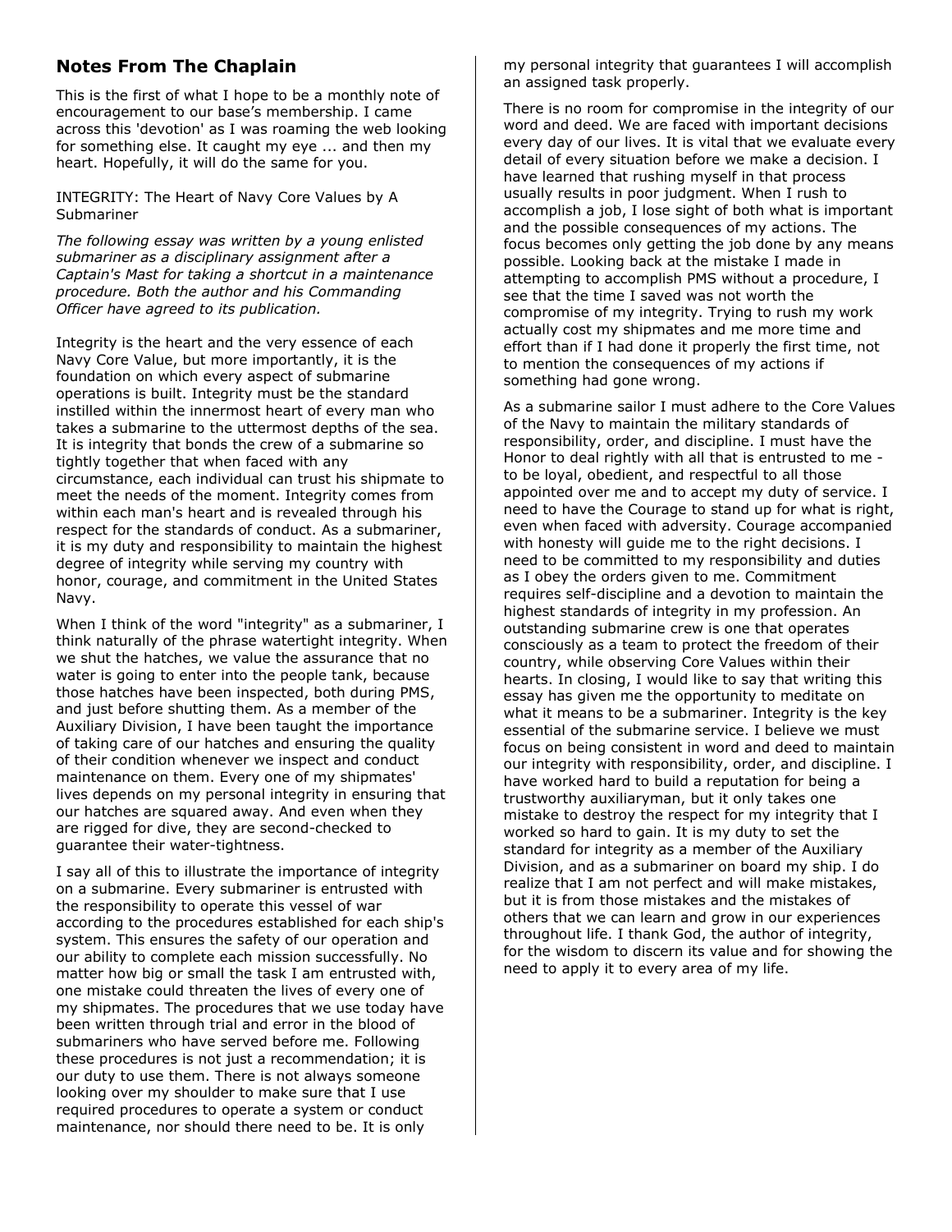## Notes From The Chaplain

This is the first of what I hope to be a monthly note of encouragement to our base's membership. I came across this 'devotion' as I was roaming the web looking for something else. It caught my eye ... and then my heart. Hopefully, it will do the same for you.

INTEGRITY: The Heart of Navy Core Values by A Submariner

*The following essay was written by a young enlisted submariner as a disciplinary assignment after a Captain's Mast for taking a shortcut in a maintenance procedure. Both the author and his Commanding Officer have agreed to its publication.*

Integrity is the heart and the very essence of each Navy Core Value, but more importantly, it is the foundation on which every aspect of submarine operations is built. Integrity must be the standard instilled within the innermost heart of every man who takes a submarine to the uttermost depths of the sea. It is integrity that bonds the crew of a submarine so tightly together that when faced with any circumstance, each individual can trust his shipmate to meet the needs of the moment. Integrity comes from within each man's heart and is revealed through his respect for the standards of conduct. As a submariner, it is my duty and responsibility to maintain the highest degree of integrity while serving my country with honor, courage, and commitment in the United States Navy.

When I think of the word "integrity" as a submariner, I think naturally of the phrase watertight integrity. When we shut the hatches, we value the assurance that no water is going to enter into the people tank, because those hatches have been inspected, both during PMS, and just before shutting them. As a member of the Auxiliary Division, I have been taught the importance of taking care of our hatches and ensuring the quality of their condition whenever we inspect and conduct maintenance on them. Every one of my shipmates' lives depends on my personal integrity in ensuring that our hatches are squared away. And even when they are rigged for dive, they are second-checked to guarantee their water-tightness.

I say all of this to illustrate the importance of integrity on a submarine. Every submariner is entrusted with the responsibility to operate this vessel of war according to the procedures established for each ship's system. This ensures the safety of our operation and our ability to complete each mission successfully. No matter how big or small the task I am entrusted with, one mistake could threaten the lives of every one of my shipmates. The procedures that we use today have been written through trial and error in the blood of submariners who have served before me. Following these procedures is not just a recommendation; it is our duty to use them. There is not always someone looking over my shoulder to make sure that I use required procedures to operate a system or conduct maintenance, nor should there need to be. It is only my personal integrity that guarantees I will accomplish an assigned task properly.

There is no room for compromise in the integrity of our word and deed. We are faced with important decisions every day of our lives. It is vital that we evaluate every detail of every situation before we make a decision. I have learned that rushing myself in that process usually results in poor judgment. When I rush to accomplish a job, I lose sight of both what is important and the possible consequences of my actions. The focus becomes only getting the job done by any means possible. Looking back at the mistake I made in attempting to accomplish PMS without a procedure, I see that the time I saved was not worth the compromise of my integrity. Trying to rush my work actually cost my shipmates and me more time and effort than if I had done it properly the first time, not to mention the consequences of my actions if something had gone wrong.

As a submarine sailor I must adhere to the Core Values of the Navy to maintain the military standards of responsibility, order, and discipline. I must have the Honor to deal rightly with all that is entrusted to me - to be loyal, obedient, and respectful to all those appointed over me and to accept my duty of service. I need to have the Courage to stand up for what is right, even when faced with adversity. Courage accompanied with honesty will guide me to the right decisions. I need to be committed to my responsibility and duties as I obey the orders given to me. Commitment requires self-discipline and a devotion to maintain the highest standards of integrity in my profession. An outstanding submarine crew is one that operates consciously as a team to protect the freedom of their country, while observing Core Values within their hearts. In closing, I would like to say that writing this essay has given me the opportunity to meditate on what it means to be a submariner. Integrity is the key essential of the submarine service. I believe we must focus on being consistent in word and deed to maintain our integrity with responsibility, order, and discipline. I have worked hard to build a reputation for being a trustworthy auxiliaryman, but it only takes one mistake to destroy the respect for my integrity that I worked so hard to gain. It is my duty to set the standard for integrity as a member of the Auxiliary Division, and as a submariner on board my ship. I do realize that I am not perfect and will make mistakes, but it is from those mistakes and the mistakes of others that we can learn and grow in our experiences throughout life. I thank God, the author of integrity, for the wisdom to discern its value and for showing the need to apply it to every area of my life.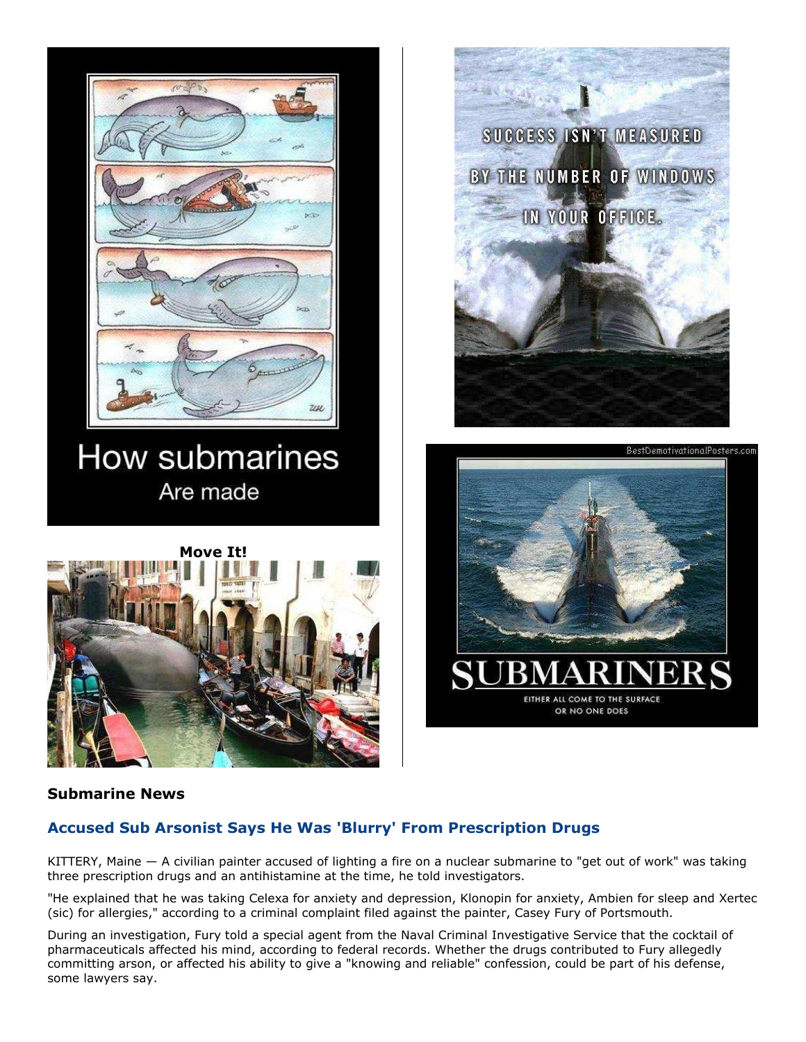How submarines
Are made

SUCCESS ISN'T MEASURED BY THE NUMBER OF WINDOWS IN YOUR OFFICE.

**Move It!**

SUBMARINERS

EITHER ALL COME TO THE SURFACE OR NO ONE DOES

### Submarine News

### Accused Sub Arsonist Says He Was 'Blurry' From Prescription Drugs

KITTERY, Maine — A civilian painter accused of lighting a fire on a nuclear submarine to "get out of work" was taking three prescription drugs and an antihistamine at the time, he told investigators.

"He explained that he was taking Celexa for anxiety and depression, Klonopin for anxiety, Ambien for sleep and Xertec (sic) for allergies," according to a criminal complaint filed against the painter, Casey Fury of Portsmouth.

During an investigation, Fury told a special agent from the Naval Criminal Investigative Service that the cocktail of pharmaceuticals affected his mind, according to federal records. Whether the drugs contributed to Fury allegedly committing arson, or affected his ability to give a "knowing and reliable" confession, could be part of his defense, some lawyers say.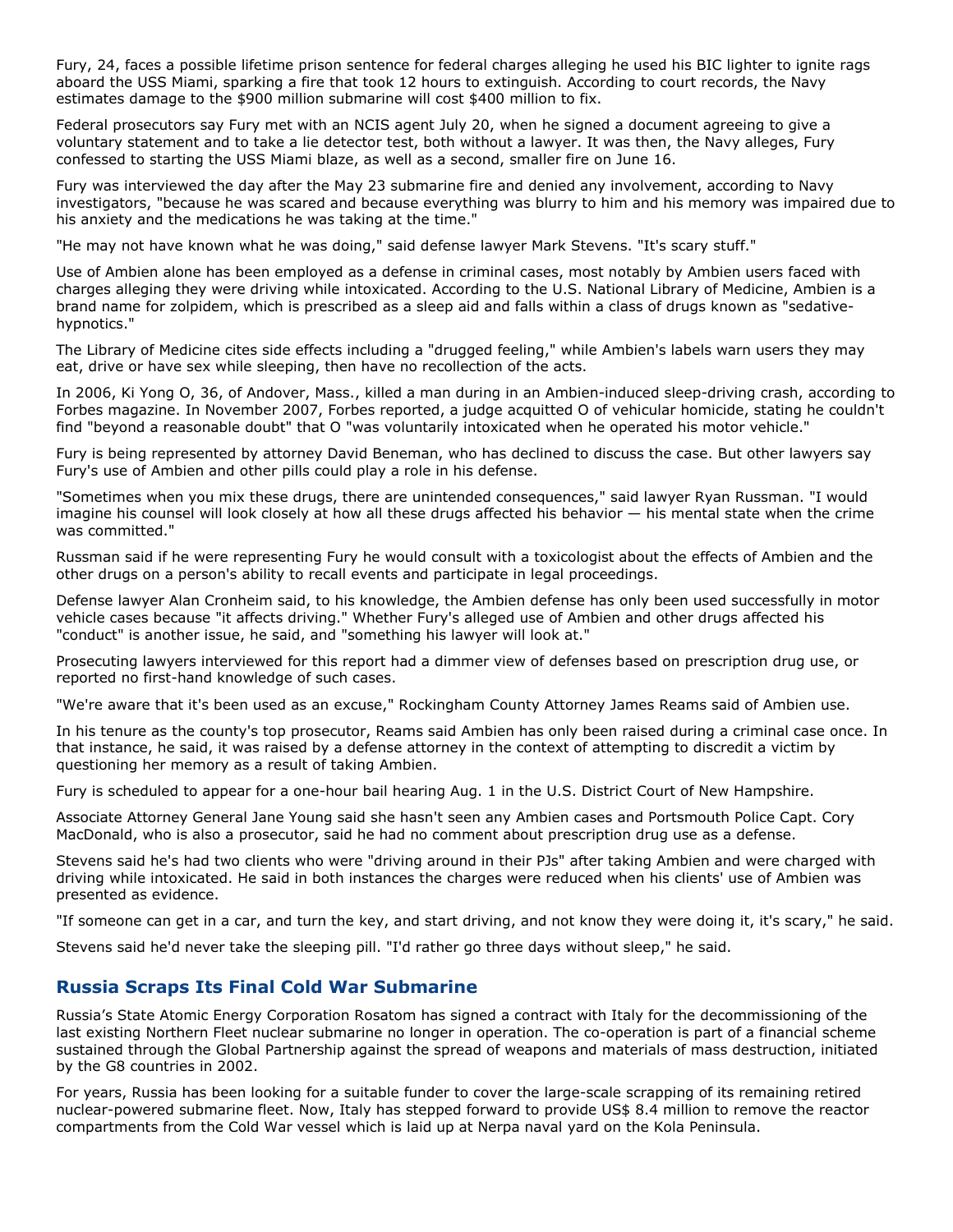Fury, 24, faces a possible lifetime prison sentence for federal charges alleging he used his BIC lighter to ignite rags aboard the USS Miami, sparking a fire that took 12 hours to extinguish. According to court records, the Navy estimates damage to the $900 million submarine will cost $400 million to fix.

Federal prosecutors say Fury met with an NCIS agent July 20, when he signed a document agreeing to give a voluntary statement and to take a lie detector test, both without a lawyer. It was then, the Navy alleges, Fury confessed to starting the USS Miami blaze, as well as a second, smaller fire on June 16.

Fury was interviewed the day after the May 23 submarine fire and denied any involvement, according to Navy investigators, "because he was scared and because everything was blurry to him and his memory was impaired due to his anxiety and the medications he was taking at the time."

"He may not have known what he was doing," said defense lawyer Mark Stevens. "It's scary stuff."

Use of Ambien alone has been employed as a defense in criminal cases, most notably by Ambien users faced with charges alleging they were driving while intoxicated. According to the U.S. National Library of Medicine, Ambien is a brand name for zolpidem, which is prescribed as a sleep aid and falls within a class of drugs known as "sedative-hypnotics."

The Library of Medicine cites side effects including a "drugged feeling," while Ambien's labels warn users they may eat, drive or have sex while sleeping, then have no recollection of the acts.

In 2006, Ki Yong O, 36, of Andover, Mass., killed a man during in an Ambien-induced sleep-driving crash, according to Forbes magazine. In November 2007, Forbes reported, a judge acquitted O of vehicular homicide, stating he couldn't find "beyond a reasonable doubt" that O "was voluntarily intoxicated when he operated his motor vehicle."

Fury is being represented by attorney David Beneman, who has declined to discuss the case. But other lawyers say Fury's use of Ambien and other pills could play a role in his defense.

"Sometimes when you mix these drugs, there are unintended consequences," said lawyer Ryan Russman. "I would imagine his counsel will look closely at how all these drugs affected his behavior — his mental state when the crime was committed."

Russman said if he were representing Fury he would consult with a toxicologist about the effects of Ambien and the other drugs on a person's ability to recall events and participate in legal proceedings.

Defense lawyer Alan Cronheim said, to his knowledge, the Ambien defense has only been used successfully in motor vehicle cases because "it affects driving." Whether Fury's alleged use of Ambien and other drugs affected his "conduct" is another issue, he said, and "something his lawyer will look at."

Prosecuting lawyers interviewed for this report had a dimmer view of defenses based on prescription drug use, or reported no first-hand knowledge of such cases.

"We're aware that it's been used as an excuse," Rockingham County Attorney James Reams said of Ambien use.

In his tenure as the county's top prosecutor, Reams said Ambien has only been raised during a criminal case once. In that instance, he said, it was raised by a defense attorney in the context of attempting to discredit a victim by questioning her memory as a result of taking Ambien.

Fury is scheduled to appear for a one-hour bail hearing Aug. 1 in the U.S. District Court of New Hampshire.

Associate Attorney General Jane Young said she hasn't seen any Ambien cases and Portsmouth Police Capt. Cory MacDonald, who is also a prosecutor, said he had no comment about prescription drug use as a defense.

Stevens said he's had two clients who were "driving around in their PJs" after taking Ambien and were charged with driving while intoxicated. He said in both instances the charges were reduced when his clients' use of Ambien was presented as evidence.

"If someone can get in a car, and turn the key, and start driving, and not know they were doing it, it's scary," he said.

Stevens said he'd never take the sleeping pill. "I'd rather go three days without sleep," he said.

## Russia Scraps Its Final Cold War Submarine

Russia's State Atomic Energy Corporation Rosatom has signed a contract with Italy for the decommissioning of the last existing Northern Fleet nuclear submarine no longer in operation. The co-operation is part of a financial scheme sustained through the Global Partnership against the spread of weapons and materials of mass destruction, initiated by the G8 countries in 2002.

For years, Russia has been looking for a suitable funder to cover the large-scale scrapping of its remaining retired nuclear-powered submarine fleet. Now, Italy has stepped forward to provide US$ 8.4 million to remove the reactor compartments from the Cold War vessel which is laid up at Nerpa naval yard on the Kola Peninsula.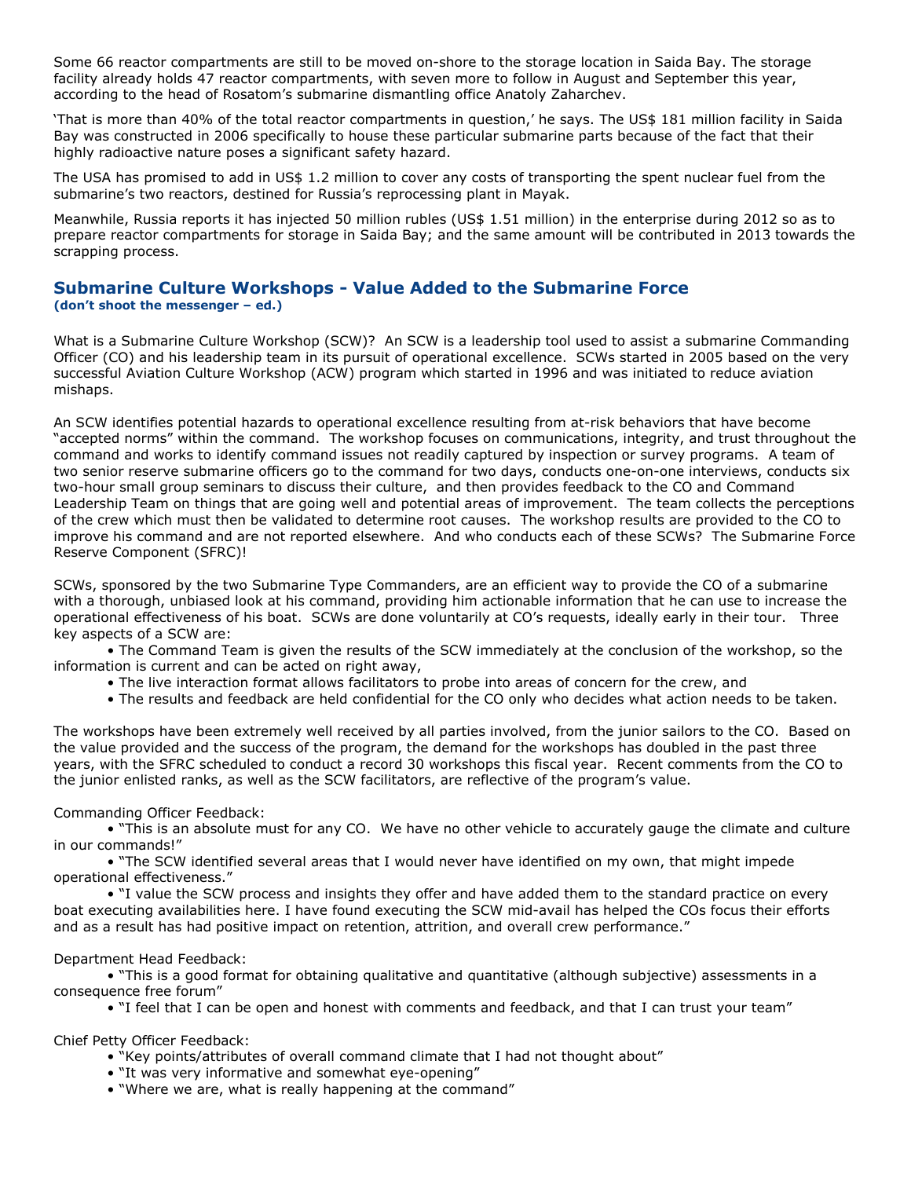Some 66 reactor compartments are still to be moved on-shore to the storage location in Saida Bay. The storage facility already holds 47 reactor compartments, with seven more to follow in August and September this year, according to the head of Rosatom's submarine dismantling office Anatoly Zaharchev.

'That is more than 40% of the total reactor compartments in question,' he says. The US$ 181 million facility in Saida Bay was constructed in 2006 specifically to house these particular submarine parts because of the fact that their highly radioactive nature poses a significant safety hazard.

The USA has promised to add in US$ 1.2 million to cover any costs of transporting the spent nuclear fuel from the submarine's two reactors, destined for Russia's reprocessing plant in Mayak.

Meanwhile, Russia reports it has injected 50 million rubles (US$ 1.51 million) in the enterprise during 2012 so as to prepare reactor compartments for storage in Saida Bay; and the same amount will be contributed in 2013 towards the scrapping process.

## Submarine Culture Workshops - Value Added to the Submarine Force

**(don't shoot the messenger – ed.)**

What is a Submarine Culture Workshop (SCW)? An SCW is a leadership tool used to assist a submarine Commanding Officer (CO) and his leadership team in its pursuit of operational excellence. SCWs started in 2005 based on the very successful Aviation Culture Workshop (ACW) program which started in 1996 and was initiated to reduce aviation mishaps.

An SCW identifies potential hazards to operational excellence resulting from at-risk behaviors that have become "accepted norms" within the command. The workshop focuses on communications, integrity, and trust throughout the command and works to identify command issues not readily captured by inspection or survey programs. A team of two senior reserve submarine officers go to the command for two days, conducts one-on-one interviews, conducts six two-hour small group seminars to discuss their culture, and then provides feedback to the CO and Command Leadership Team on things that are going well and potential areas of improvement. The team collects the perceptions of the crew which must then be validated to determine root causes. The workshop results are provided to the CO to improve his command and are not reported elsewhere. And who conducts each of these SCWs? The Submarine Force Reserve Component (SFRC)!

SCWs, sponsored by the two Submarine Type Commanders, are an efficient way to provide the CO of a submarine with a thorough, unbiased look at his command, providing him actionable information that he can use to increase the operational effectiveness of his boat. SCWs are done voluntarily at CO's requests, ideally early in their tour. Three key aspects of a SCW are:

- The Command Team is given the results of the SCW immediately at the conclusion of the workshop, so the information is current and can be acted on right away,
- The live interaction format allows facilitators to probe into areas of concern for the crew, and
- The results and feedback are held confidential for the CO only who decides what action needs to be taken.

The workshops have been extremely well received by all parties involved, from the junior sailors to the CO. Based on the value provided and the success of the program, the demand for the workshops has doubled in the past three years, with the SFRC scheduled to conduct a record 30 workshops this fiscal year. Recent comments from the CO to the junior enlisted ranks, as well as the SCW facilitators, are reflective of the program's value.

Commanding Officer Feedback:

- "This is an absolute must for any CO. We have no other vehicle to accurately gauge the climate and culture in our commands!"
- "The SCW identified several areas that I would never have identified on my own, that might impede operational effectiveness."
- "I value the SCW process and insights they offer and have added them to the standard practice on every boat executing availabilities here. I have found executing the SCW mid-avail has helped the COs focus their efforts and as a result has had positive impact on retention, attrition, and overall crew performance."

Department Head Feedback:

- "This is a good format for obtaining qualitative and quantitative (although subjective) assessments in a consequence free forum"
- "I feel that I can be open and honest with comments and feedback, and that I can trust your team"

Chief Petty Officer Feedback:

- "Key points/attributes of overall command climate that I had not thought about"
- "It was very informative and somewhat eye-opening"
- "Where we are, what is really happening at the command"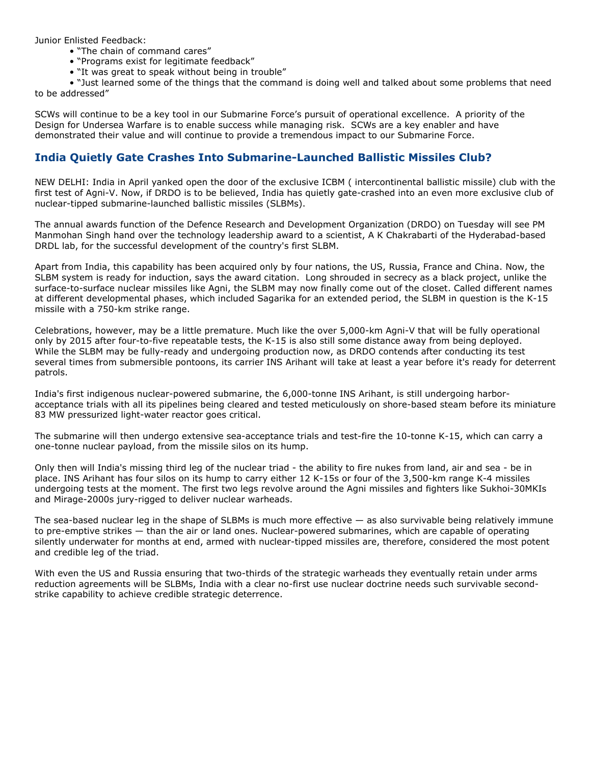Junior Enlisted Feedback:

- "The chain of command cares"
- "Programs exist for legitimate feedback"
- "It was great to speak without being in trouble"
- "Just learned some of the things that the command is doing well and talked about some problems that need to be addressed"

SCWs will continue to be a key tool in our Submarine Force's pursuit of operational excellence. A priority of the Design for Undersea Warfare is to enable success while managing risk. SCWs are a key enabler and have demonstrated their value and will continue to provide a tremendous impact to our Submarine Force.

## India Quietly Gate Crashes Into Submarine-Launched Ballistic Missiles Club?

NEW DELHI: India in April yanked open the door of the exclusive ICBM ( intercontinental ballistic missile) club with the first test of Agni-V. Now, if DRDO is to be believed, India has quietly gate-crashed into an even more exclusive club of nuclear-tipped submarine-launched ballistic missiles (SLBMs).

The annual awards function of the Defence Research and Development Organization (DRDO) on Tuesday will see PM Manmohan Singh hand over the technology leadership award to a scientist, A K Chakrabarti of the Hyderabad-based DRDL lab, for the successful development of the country's first SLBM.

Apart from India, this capability has been acquired only by four nations, the US, Russia, France and China. Now, the SLBM system is ready for induction, says the award citation. Long shrouded in secrecy as a black project, unlike the surface-to-surface nuclear missiles like Agni, the SLBM may now finally come out of the closet. Called different names at different developmental phases, which included Sagarika for an extended period, the SLBM in question is the K-15 missile with a 750-km strike range.

Celebrations, however, may be a little premature. Much like the over 5,000-km Agni-V that will be fully operational only by 2015 after four-to-five repeatable tests, the K-15 is also still some distance away from being deployed. While the SLBM may be fully-ready and undergoing production now, as DRDO contends after conducting its test several times from submersible pontoons, its carrier INS Arihant will take at least a year before it's ready for deterrent patrols.

India's first indigenous nuclear-powered submarine, the 6,000-tonne INS Arihant, is still undergoing harbor-acceptance trials with all its pipelines being cleared and tested meticulously on shore-based steam before its miniature 83 MW pressurized light-water reactor goes critical.

The submarine will then undergo extensive sea-acceptance trials and test-fire the 10-tonne K-15, which can carry a one-tonne nuclear payload, from the missile silos on its hump.

Only then will India's missing third leg of the nuclear triad - the ability to fire nukes from land, air and sea - be in place. INS Arihant has four silos on its hump to carry either 12 K-15s or four of the 3,500-km range K-4 missiles undergoing tests at the moment. The first two legs revolve around the Agni missiles and fighters like Sukhoi-30MKIs and Mirage-2000s jury-rigged to deliver nuclear warheads.

The sea-based nuclear leg in the shape of SLBMs is much more effective — as also survivable being relatively immune to pre-emptive strikes — than the air or land ones. Nuclear-powered submarines, which are capable of operating silently underwater for months at end, armed with nuclear-tipped missiles are, therefore, considered the most potent and credible leg of the triad.

With even the US and Russia ensuring that two-thirds of the strategic warheads they eventually retain under arms reduction agreements will be SLBMs, India with a clear no-first use nuclear doctrine needs such survivable second-strike capability to achieve credible strategic deterrence.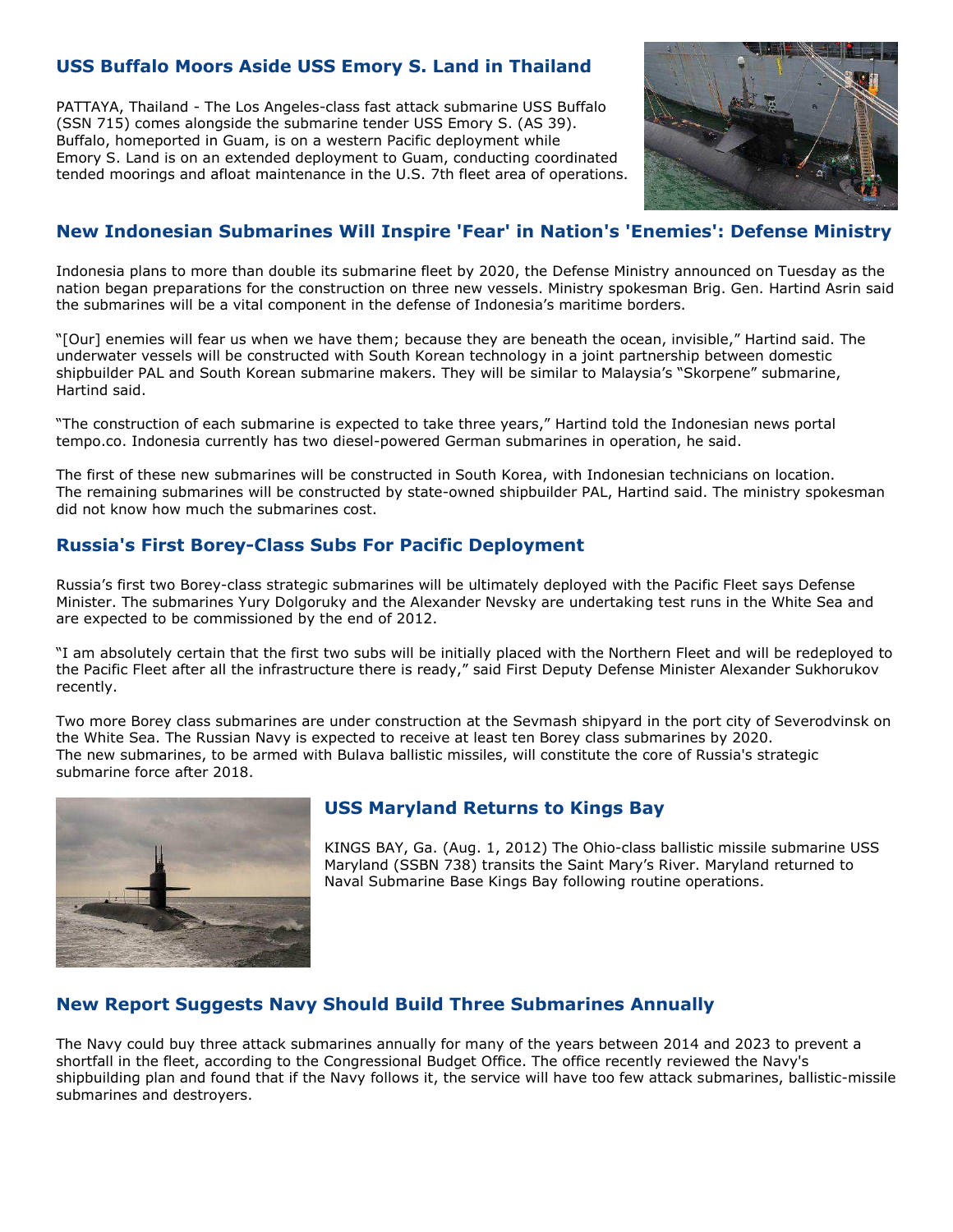## USS Buffalo Moors Aside USS Emory S. Land in Thailand

PATTAYA, Thailand - The Los Angeles-class fast attack submarine USS Buffalo (SSN 715) comes alongside the submarine tender USS Emory S. (AS 39). Buffalo, homeported in Guam, is on a western Pacific deployment while Emory S. Land is on an extended deployment to Guam, conducting coordinated tended moorings and afloat maintenance in the U.S. 7th fleet area of operations.

## New Indonesian Submarines Will Inspire 'Fear' in Nation's 'Enemies': Defense Ministry

Indonesia plans to more than double its submarine fleet by 2020, the Defense Ministry announced on Tuesday as the nation began preparations for the construction on three new vessels. Ministry spokesman Brig. Gen. Hartind Asrin said the submarines will be a vital component in the defense of Indonesia's maritime borders.

"[Our] enemies will fear us when we have them; because they are beneath the ocean, invisible," Hartind said. The underwater vessels will be constructed with South Korean technology in a joint partnership between domestic shipbuilder PAL and South Korean submarine makers. They will be similar to Malaysia's "Skorpene" submarine, Hartind said.

"The construction of each submarine is expected to take three years," Hartind told the Indonesian news portal tempo.co. Indonesia currently has two diesel-powered German submarines in operation, he said.

The first of these new submarines will be constructed in South Korea, with Indonesian technicians on location. The remaining submarines will be constructed by state-owned shipbuilder PAL, Hartind said. The ministry spokesman did not know how much the submarines cost.

## Russia's First Borey-Class Subs For Pacific Deployment

Russia's first two Borey-class strategic submarines will be ultimately deployed with the Pacific Fleet says Defense Minister. The submarines Yury Dolgoruky and the Alexander Nevsky are undertaking test runs in the White Sea and are expected to be commissioned by the end of 2012.

"I am absolutely certain that the first two subs will be initially placed with the Northern Fleet and will be redeployed to the Pacific Fleet after all the infrastructure there is ready," said First Deputy Defense Minister Alexander Sukhorukov recently.

Two more Borey class submarines are under construction at the Sevmash shipyard in the port city of Severodvinsk on the White Sea. The Russian Navy is expected to receive at least ten Borey class submarines by 2020. The new submarines, to be armed with Bulava ballistic missiles, will constitute the core of Russia's strategic submarine force after 2018.

## USS Maryland Returns to Kings Bay

KINGS BAY, Ga. (Aug. 1, 2012) The Ohio-class ballistic missile submarine USS Maryland (SSBN 738) transits the Saint Mary's River. Maryland returned to Naval Submarine Base Kings Bay following routine operations.

## New Report Suggests Navy Should Build Three Submarines Annually

The Navy could buy three attack submarines annually for many of the years between 2014 and 2023 to prevent a shortfall in the fleet, according to the Congressional Budget Office. The office recently reviewed the Navy's shipbuilding plan and found that if the Navy follows it, the service will have too few attack submarines, ballistic-missile submarines and destroyers.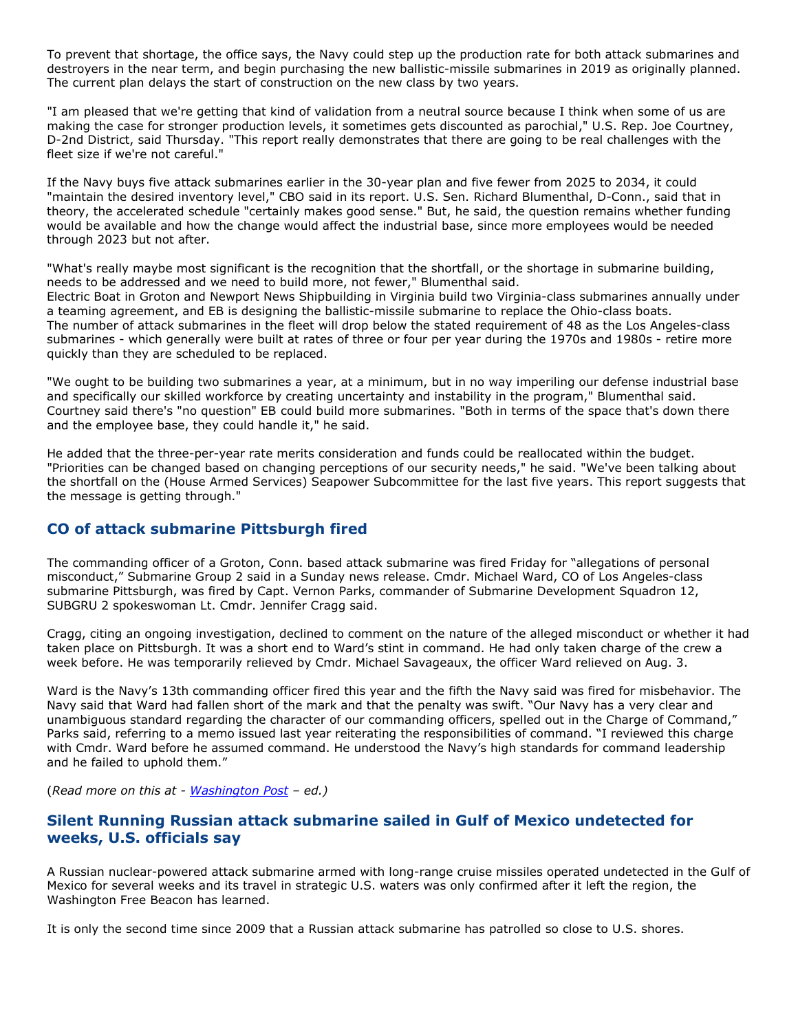To prevent that shortage, the office says, the Navy could step up the production rate for both attack submarines and destroyers in the near term, and begin purchasing the new ballistic-missile submarines in 2019 as originally planned. The current plan delays the start of construction on the new class by two years.

"I am pleased that we're getting that kind of validation from a neutral source because I think when some of us are making the case for stronger production levels, it sometimes gets discounted as parochial," U.S. Rep. Joe Courtney, D-2nd District, said Thursday. "This report really demonstrates that there are going to be real challenges with the fleet size if we're not careful."

If the Navy buys five attack submarines earlier in the 30-year plan and five fewer from 2025 to 2034, it could "maintain the desired inventory level," CBO said in its report. U.S. Sen. Richard Blumenthal, D-Conn., said that in theory, the accelerated schedule "certainly makes good sense." But, he said, the question remains whether funding would be available and how the change would affect the industrial base, since more employees would be needed through 2023 but not after.

"What's really maybe most significant is the recognition that the shortfall, or the shortage in submarine building, needs to be addressed and we need to build more, not fewer," Blumenthal said.
Electric Boat in Groton and Newport News Shipbuilding in Virginia build two Virginia-class submarines annually under a teaming agreement, and EB is designing the ballistic-missile submarine to replace the Ohio-class boats.
The number of attack submarines in the fleet will drop below the stated requirement of 48 as the Los Angeles-class submarines - which generally were built at rates of three or four per year during the 1970s and 1980s - retire more quickly than they are scheduled to be replaced.

"We ought to be building two submarines a year, at a minimum, but in no way imperiling our defense industrial base and specifically our skilled workforce by creating uncertainty and instability in the program," Blumenthal said.
Courtney said there's "no question" EB could build more submarines. "Both in terms of the space that's down there and the employee base, they could handle it," he said.

He added that the three-per-year rate merits consideration and funds could be reallocated within the budget. "Priorities can be changed based on changing perceptions of our security needs," he said. "We've been talking about the shortfall on the (House Armed Services) Seapower Subcommittee for the last five years. This report suggests that the message is getting through."

## CO of attack submarine Pittsburgh fired

The commanding officer of a Groton, Conn. based attack submarine was fired Friday for "allegations of personal misconduct," Submarine Group 2 said in a Sunday news release. Cmdr. Michael Ward, CO of Los Angeles-class submarine Pittsburgh, was fired by Capt. Vernon Parks, commander of Submarine Development Squadron 12, SUBGRU 2 spokeswoman Lt. Cmdr. Jennifer Cragg said.

Cragg, citing an ongoing investigation, declined to comment on the nature of the alleged misconduct or whether it had taken place on Pittsburgh. It was a short end to Ward's stint in command. He had only taken charge of the crew a week before. He was temporarily relieved by Cmdr. Michael Savageaux, the officer Ward relieved on Aug. 3.

Ward is the Navy's 13th commanding officer fired this year and the fifth the Navy said was fired for misbehavior. The Navy said that Ward had fallen short of the mark and that the penalty was swift. "Our Navy has a very clear and unambiguous standard regarding the character of our commanding officers, spelled out in the Charge of Command," Parks said, referring to a memo issued last year reiterating the responsibilities of command. "I reviewed this charge with Cmdr. Ward before he assumed command. He understood the Navy's high standards for command leadership and he failed to uphold them."

(*Read more on this at - Washington Post – ed.)*

## Silent Running Russian attack submarine sailed in Gulf of Mexico undetected for weeks, U.S. officials say

A Russian nuclear-powered attack submarine armed with long-range cruise missiles operated undetected in the Gulf of Mexico for several weeks and its travel in strategic U.S. waters was only confirmed after it left the region, the Washington Free Beacon has learned.

It is only the second time since 2009 that a Russian attack submarine has patrolled so close to U.S. shores.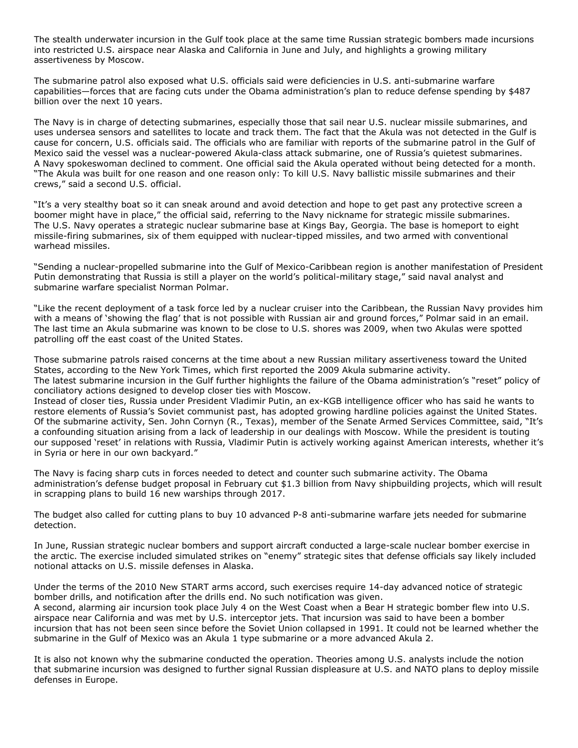The stealth underwater incursion in the Gulf took place at the same time Russian strategic bombers made incursions into restricted U.S. airspace near Alaska and California in June and July, and highlights a growing military assertiveness by Moscow.

The submarine patrol also exposed what U.S. officials said were deficiencies in U.S. anti-submarine warfare capabilities—forces that are facing cuts under the Obama administration's plan to reduce defense spending by $487 billion over the next 10 years.

The Navy is in charge of detecting submarines, especially those that sail near U.S. nuclear missile submarines, and uses undersea sensors and satellites to locate and track them. The fact that the Akula was not detected in the Gulf is cause for concern, U.S. officials said. The officials who are familiar with reports of the submarine patrol in the Gulf of Mexico said the vessel was a nuclear-powered Akula-class attack submarine, one of Russia's quietest submarines. A Navy spokeswoman declined to comment. One official said the Akula operated without being detected for a month. "The Akula was built for one reason and one reason only: To kill U.S. Navy ballistic missile submarines and their crews," said a second U.S. official.

"It's a very stealthy boat so it can sneak around and avoid detection and hope to get past any protective screen a boomer might have in place," the official said, referring to the Navy nickname for strategic missile submarines. The U.S. Navy operates a strategic nuclear submarine base at Kings Bay, Georgia. The base is homeport to eight missile-firing submarines, six of them equipped with nuclear-tipped missiles, and two armed with conventional warhead missiles.

"Sending a nuclear-propelled submarine into the Gulf of Mexico-Caribbean region is another manifestation of President Putin demonstrating that Russia is still a player on the world's political-military stage," said naval analyst and submarine warfare specialist Norman Polmar.

"Like the recent deployment of a task force led by a nuclear cruiser into the Caribbean, the Russian Navy provides him with a means of 'showing the flag' that is not possible with Russian air and ground forces," Polmar said in an email. The last time an Akula submarine was known to be close to U.S. shores was 2009, when two Akulas were spotted patrolling off the east coast of the United States.

Those submarine patrols raised concerns at the time about a new Russian military assertiveness toward the United States, according to the New York Times, which first reported the 2009 Akula submarine activity. The latest submarine incursion in the Gulf further highlights the failure of the Obama administration's "reset" policy of conciliatory actions designed to develop closer ties with Moscow.
Instead of closer ties, Russia under President Vladimir Putin, an ex-KGB intelligence officer who has said he wants to restore elements of Russia's Soviet communist past, has adopted growing hardline policies against the United States. Of the submarine activity, Sen. John Cornyn (R., Texas), member of the Senate Armed Services Committee, said, "It's a confounding situation arising from a lack of leadership in our dealings with Moscow. While the president is touting our supposed 'reset' in relations with Russia, Vladimir Putin is actively working against American interests, whether it's in Syria or here in our own backyard."

The Navy is facing sharp cuts in forces needed to detect and counter such submarine activity. The Obama administration's defense budget proposal in February cut $1.3 billion from Navy shipbuilding projects, which will result in scrapping plans to build 16 new warships through 2017.

The budget also called for cutting plans to buy 10 advanced P-8 anti-submarine warfare jets needed for submarine detection.

In June, Russian strategic nuclear bombers and support aircraft conducted a large-scale nuclear bomber exercise in the arctic. The exercise included simulated strikes on "enemy" strategic sites that defense officials say likely included notional attacks on U.S. missile defenses in Alaska.

Under the terms of the 2010 New START arms accord, such exercises require 14-day advanced notice of strategic bomber drills, and notification after the drills end. No such notification was given.
A second, alarming air incursion took place July 4 on the West Coast when a Bear H strategic bomber flew into U.S. airspace near California and was met by U.S. interceptor jets. That incursion was said to have been a bomber incursion that has not been seen since before the Soviet Union collapsed in 1991. It could not be learned whether the submarine in the Gulf of Mexico was an Akula 1 type submarine or a more advanced Akula 2.

It is also not known why the submarine conducted the operation. Theories among U.S. analysts include the notion that submarine incursion was designed to further signal Russian displeasure at U.S. and NATO plans to deploy missile defenses in Europe.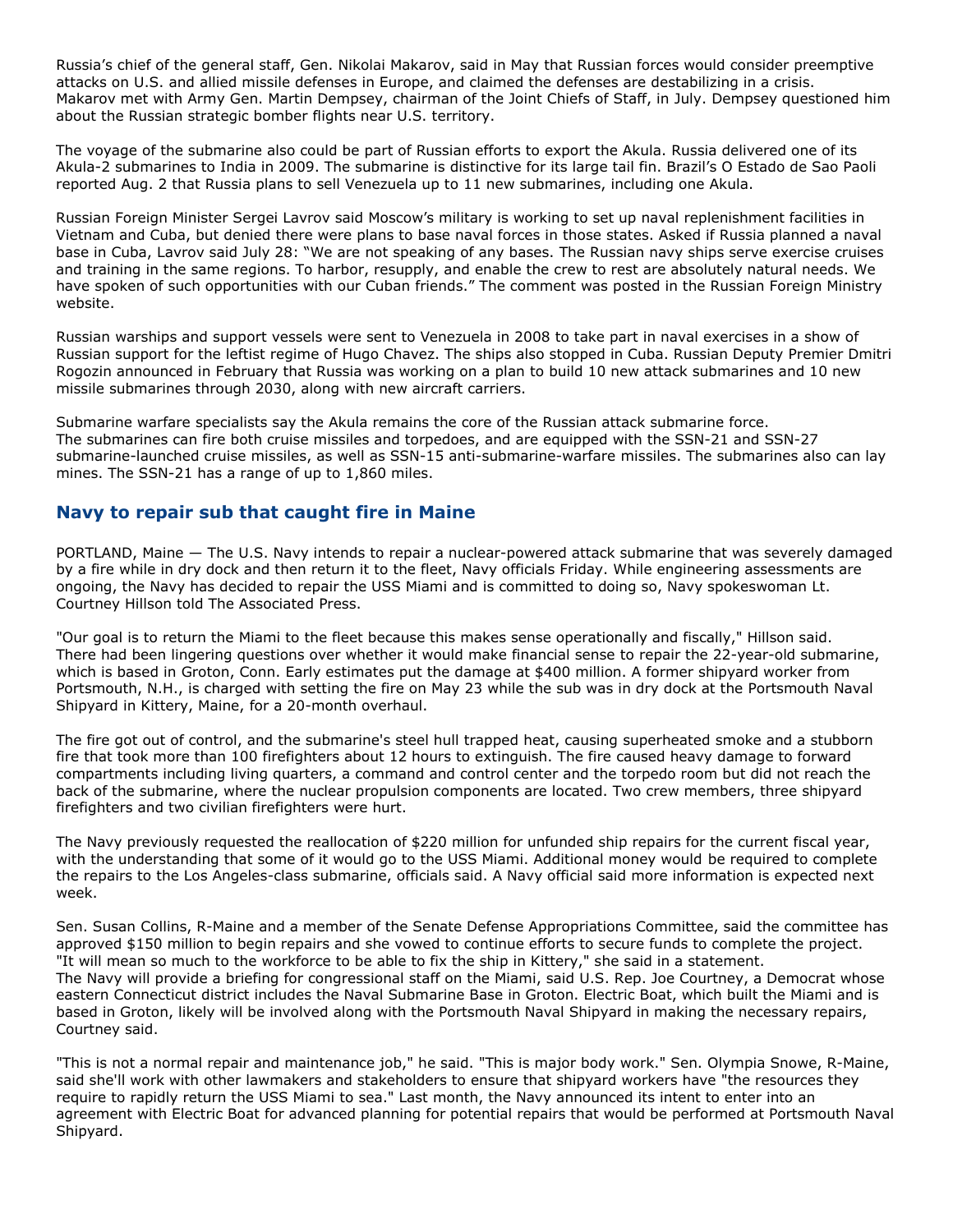Russia's chief of the general staff, Gen. Nikolai Makarov, said in May that Russian forces would consider preemptive attacks on U.S. and allied missile defenses in Europe, and claimed the defenses are destabilizing in a crisis. Makarov met with Army Gen. Martin Dempsey, chairman of the Joint Chiefs of Staff, in July. Dempsey questioned him about the Russian strategic bomber flights near U.S. territory.

The voyage of the submarine also could be part of Russian efforts to export the Akula. Russia delivered one of its Akula-2 submarines to India in 2009. The submarine is distinctive for its large tail fin. Brazil's O Estado de Sao Paoli reported Aug. 2 that Russia plans to sell Venezuela up to 11 new submarines, including one Akula.

Russian Foreign Minister Sergei Lavrov said Moscow's military is working to set up naval replenishment facilities in Vietnam and Cuba, but denied there were plans to base naval forces in those states. Asked if Russia planned a naval base in Cuba, Lavrov said July 28: "We are not speaking of any bases. The Russian navy ships serve exercise cruises and training in the same regions. To harbor, resupply, and enable the crew to rest are absolutely natural needs. We have spoken of such opportunities with our Cuban friends." The comment was posted in the Russian Foreign Ministry website.

Russian warships and support vessels were sent to Venezuela in 2008 to take part in naval exercises in a show of Russian support for the leftist regime of Hugo Chavez. The ships also stopped in Cuba. Russian Deputy Premier Dmitri Rogozin announced in February that Russia was working on a plan to build 10 new attack submarines and 10 new missile submarines through 2030, along with new aircraft carriers.

Submarine warfare specialists say the Akula remains the core of the Russian attack submarine force. The submarines can fire both cruise missiles and torpedoes, and are equipped with the SSN-21 and SSN-27 submarine-launched cruise missiles, as well as SSN-15 anti-submarine-warfare missiles. The submarines also can lay mines. The SSN-21 has a range of up to 1,860 miles.

## Navy to repair sub that caught fire in Maine

PORTLAND, Maine — The U.S. Navy intends to repair a nuclear-powered attack submarine that was severely damaged by a fire while in dry dock and then return it to the fleet, Navy officials Friday. While engineering assessments are ongoing, the Navy has decided to repair the USS Miami and is committed to doing so, Navy spokeswoman Lt. Courtney Hillson told The Associated Press.

"Our goal is to return the Miami to the fleet because this makes sense operationally and fiscally," Hillson said. There had been lingering questions over whether it would make financial sense to repair the 22-year-old submarine, which is based in Groton, Conn. Early estimates put the damage at $400 million. A former shipyard worker from Portsmouth, N.H., is charged with setting the fire on May 23 while the sub was in dry dock at the Portsmouth Naval Shipyard in Kittery, Maine, for a 20-month overhaul.

The fire got out of control, and the submarine's steel hull trapped heat, causing superheated smoke and a stubborn fire that took more than 100 firefighters about 12 hours to extinguish. The fire caused heavy damage to forward compartments including living quarters, a command and control center and the torpedo room but did not reach the back of the submarine, where the nuclear propulsion components are located. Two crew members, three shipyard firefighters and two civilian firefighters were hurt.

The Navy previously requested the reallocation of $220 million for unfunded ship repairs for the current fiscal year, with the understanding that some of it would go to the USS Miami. Additional money would be required to complete the repairs to the Los Angeles-class submarine, officials said. A Navy official said more information is expected next week.

Sen. Susan Collins, R-Maine and a member of the Senate Defense Appropriations Committee, said the committee has approved $150 million to begin repairs and she vowed to continue efforts to secure funds to complete the project. "It will mean so much to the workforce to be able to fix the ship in Kittery," she said in a statement. The Navy will provide a briefing for congressional staff on the Miami, said U.S. Rep. Joe Courtney, a Democrat whose eastern Connecticut district includes the Naval Submarine Base in Groton. Electric Boat, which built the Miami and is based in Groton, likely will be involved along with the Portsmouth Naval Shipyard in making the necessary repairs, Courtney said.

"This is not a normal repair and maintenance job," he said. "This is major body work." Sen. Olympia Snowe, R-Maine, said she'll work with other lawmakers and stakeholders to ensure that shipyard workers have "the resources they require to rapidly return the USS Miami to sea." Last month, the Navy announced its intent to enter into an agreement with Electric Boat for advanced planning for potential repairs that would be performed at Portsmouth Naval Shipyard.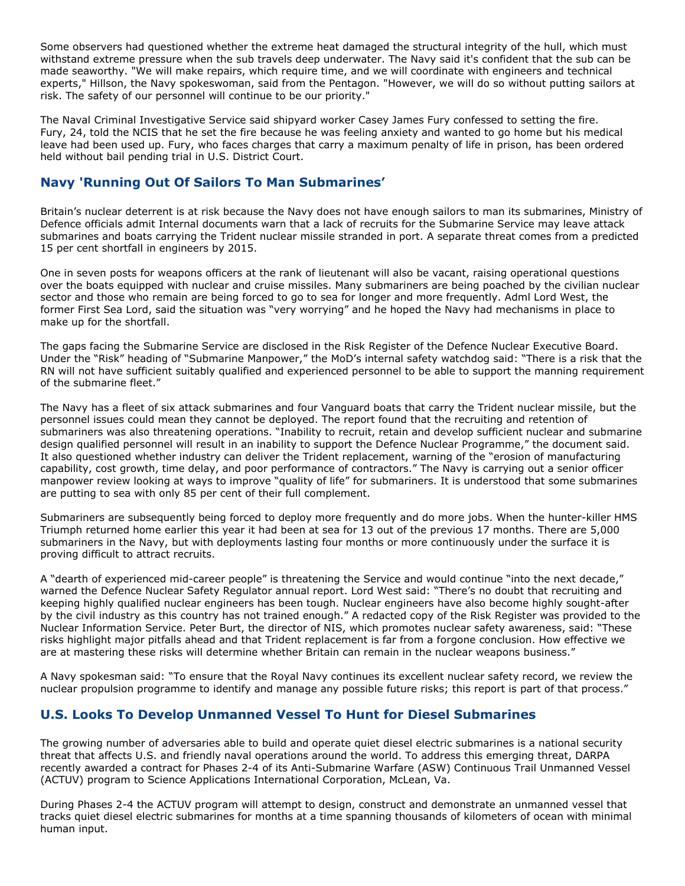Some observers had questioned whether the extreme heat damaged the structural integrity of the hull, which must withstand extreme pressure when the sub travels deep underwater. The Navy said it's confident that the sub can be made seaworthy. "We will make repairs, which require time, and we will coordinate with engineers and technical experts," Hillson, the Navy spokeswoman, said from the Pentagon. "However, we will do so without putting sailors at risk. The safety of our personnel will continue to be our priority."

The Naval Criminal Investigative Service said shipyard worker Casey James Fury confessed to setting the fire. Fury, 24, told the NCIS that he set the fire because he was feeling anxiety and wanted to go home but his medical leave had been used up. Fury, who faces charges that carry a maximum penalty of life in prison, has been ordered held without bail pending trial in U.S. District Court.

## Navy 'Running Out Of Sailors To Man Submarines'

Britain's nuclear deterrent is at risk because the Navy does not have enough sailors to man its submarines, Ministry of Defence officials admit Internal documents warn that a lack of recruits for the Submarine Service may leave attack submarines and boats carrying the Trident nuclear missile stranded in port. A separate threat comes from a predicted 15 per cent shortfall in engineers by 2015.

One in seven posts for weapons officers at the rank of lieutenant will also be vacant, raising operational questions over the boats equipped with nuclear and cruise missiles. Many submariners are being poached by the civilian nuclear sector and those who remain are being forced to go to sea for longer and more frequently. Adml Lord West, the former First Sea Lord, said the situation was "very worrying" and he hoped the Navy had mechanisms in place to make up for the shortfall.

The gaps facing the Submarine Service are disclosed in the Risk Register of the Defence Nuclear Executive Board. Under the "Risk" heading of "Submarine Manpower," the MoD's internal safety watchdog said: "There is a risk that the RN will not have sufficient suitably qualified and experienced personnel to be able to support the manning requirement of the submarine fleet."

The Navy has a fleet of six attack submarines and four Vanguard boats that carry the Trident nuclear missile, but the personnel issues could mean they cannot be deployed. The report found that the recruiting and retention of submariners was also threatening operations. "Inability to recruit, retain and develop sufficient nuclear and submarine design qualified personnel will result in an inability to support the Defence Nuclear Programme," the document said. It also questioned whether industry can deliver the Trident replacement, warning of the "erosion of manufacturing capability, cost growth, time delay, and poor performance of contractors." The Navy is carrying out a senior officer manpower review looking at ways to improve "quality of life" for submariners. It is understood that some submarines are putting to sea with only 85 per cent of their full complement.

Submariners are subsequently being forced to deploy more frequently and do more jobs. When the hunter-killer HMS Triumph returned home earlier this year it had been at sea for 13 out of the previous 17 months. There are 5,000 submariners in the Navy, but with deployments lasting four months or more continuously under the surface it is proving difficult to attract recruits.

A "dearth of experienced mid-career people" is threatening the Service and would continue "into the next decade," warned the Defence Nuclear Safety Regulator annual report. Lord West said: "There's no doubt that recruiting and keeping highly qualified nuclear engineers has been tough. Nuclear engineers have also become highly sought-after by the civil industry as this country has not trained enough." A redacted copy of the Risk Register was provided to the Nuclear Information Service. Peter Burt, the director of NIS, which promotes nuclear safety awareness, said: "These risks highlight major pitfalls ahead and that Trident replacement is far from a forgone conclusion. How effective we are at mastering these risks will determine whether Britain can remain in the nuclear weapons business."

A Navy spokesman said: "To ensure that the Royal Navy continues its excellent nuclear safety record, we review the nuclear propulsion programme to identify and manage any possible future risks; this report is part of that process."

## U.S. Looks To Develop Unmanned Vessel To Hunt for Diesel Submarines

The growing number of adversaries able to build and operate quiet diesel electric submarines is a national security threat that affects U.S. and friendly naval operations around the world. To address this emerging threat, DARPA recently awarded a contract for Phases 2-4 of its Anti-Submarine Warfare (ASW) Continuous Trail Unmanned Vessel (ACTUV) program to Science Applications International Corporation, McLean, Va.

During Phases 2-4 the ACTUV program will attempt to design, construct and demonstrate an unmanned vessel that tracks quiet diesel electric submarines for months at a time spanning thousands of kilometers of ocean with minimal human input.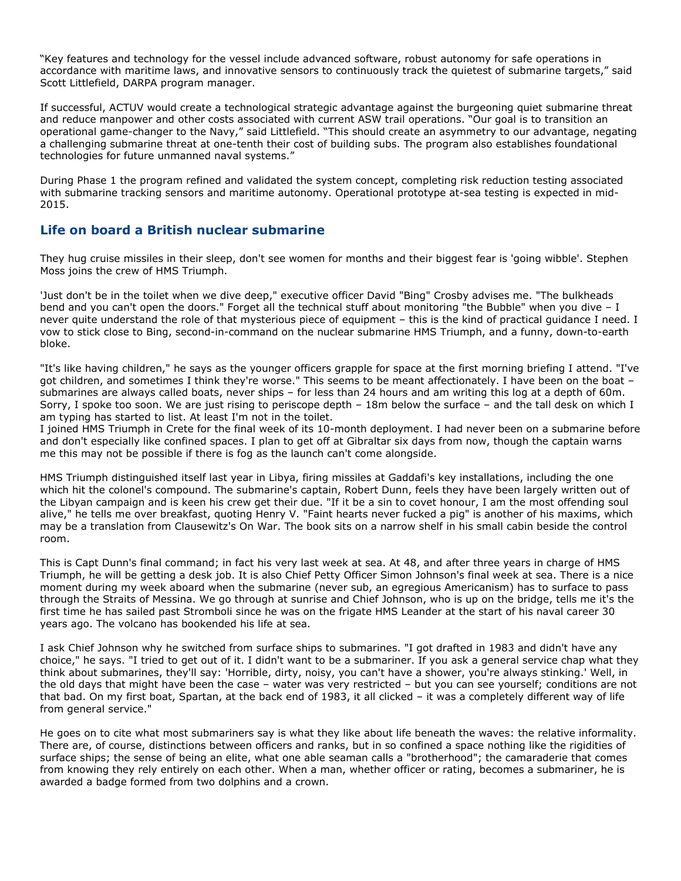"Key features and technology for the vessel include advanced software, robust autonomy for safe operations in accordance with maritime laws, and innovative sensors to continuously track the quietest of submarine targets," said Scott Littlefield, DARPA program manager.

If successful, ACTUV would create a technological strategic advantage against the burgeoning quiet submarine threat and reduce manpower and other costs associated with current ASW trail operations. "Our goal is to transition an operational game-changer to the Navy," said Littlefield. "This should create an asymmetry to our advantage, negating a challenging submarine threat at one-tenth their cost of building subs. The program also establishes foundational technologies for future unmanned naval systems."

During Phase 1 the program refined and validated the system concept, completing risk reduction testing associated with submarine tracking sensors and maritime autonomy. Operational prototype at-sea testing is expected in mid-2015.

## Life on board a British nuclear submarine

They hug cruise missiles in their sleep, don't see women for months and their biggest fear is 'going wibble'. Stephen Moss joins the crew of HMS Triumph.

'Just don't be in the toilet when we dive deep," executive officer David "Bing" Crosby advises me. "The bulkheads bend and you can't open the doors." Forget all the technical stuff about monitoring "the Bubble" when you dive – I never quite understand the role of that mysterious piece of equipment – this is the kind of practical guidance I need. I vow to stick close to Bing, second-in-command on the nuclear submarine HMS Triumph, and a funny, down-to-earth bloke.

"It's like having children," he says as the younger officers grapple for space at the first morning briefing I attend. "I've got children, and sometimes I think they're worse." This seems to be meant affectionately. I have been on the boat – submarines are always called boats, never ships – for less than 24 hours and am writing this log at a depth of 60m. Sorry, I spoke too soon. We are just rising to periscope depth – 18m below the surface – and the tall desk on which I am typing has started to list. At least I'm not in the toilet.
I joined HMS Triumph in Crete for the final week of its 10-month deployment. I had never been on a submarine before and don't especially like confined spaces. I plan to get off at Gibraltar six days from now, though the captain warns me this may not be possible if there is fog as the launch can't come alongside.

HMS Triumph distinguished itself last year in Libya, firing missiles at Gaddafi's key installations, including the one which hit the colonel's compound. The submarine's captain, Robert Dunn, feels they have been largely written out of the Libyan campaign and is keen his crew get their due. "If it be a sin to covet honour, I am the most offending soul alive," he tells me over breakfast, quoting Henry V. "Faint hearts never fucked a pig" is another of his maxims, which may be a translation from Clausewitz's On War. The book sits on a narrow shelf in his small cabin beside the control room.

This is Capt Dunn's final command; in fact his very last week at sea. At 48, and after three years in charge of HMS Triumph, he will be getting a desk job. It is also Chief Petty Officer Simon Johnson's final week at sea. There is a nice moment during my week aboard when the submarine (never sub, an egregious Americanism) has to surface to pass through the Straits of Messina. We go through at sunrise and Chief Johnson, who is up on the bridge, tells me it's the first time he has sailed past Stromboli since he was on the frigate HMS Leander at the start of his naval career 30 years ago. The volcano has bookended his life at sea.

I ask Chief Johnson why he switched from surface ships to submarines. "I got drafted in 1983 and didn't have any choice," he says. "I tried to get out of it. I didn't want to be a submariner. If you ask a general service chap what they think about submarines, they'll say: 'Horrible, dirty, noisy, you can't have a shower, you're always stinking.' Well, in the old days that might have been the case – water was very restricted – but you can see yourself; conditions are not that bad. On my first boat, Spartan, at the back end of 1983, it all clicked – it was a completely different way of life from general service."

He goes on to cite what most submariners say is what they like about life beneath the waves: the relative informality. There are, of course, distinctions between officers and ranks, but in so confined a space nothing like the rigidities of surface ships; the sense of being an elite, what one able seaman calls a "brotherhood"; the camaraderie that comes from knowing they rely entirely on each other. When a man, whether officer or rating, becomes a submariner, he is awarded a badge formed from two dolphins and a crown.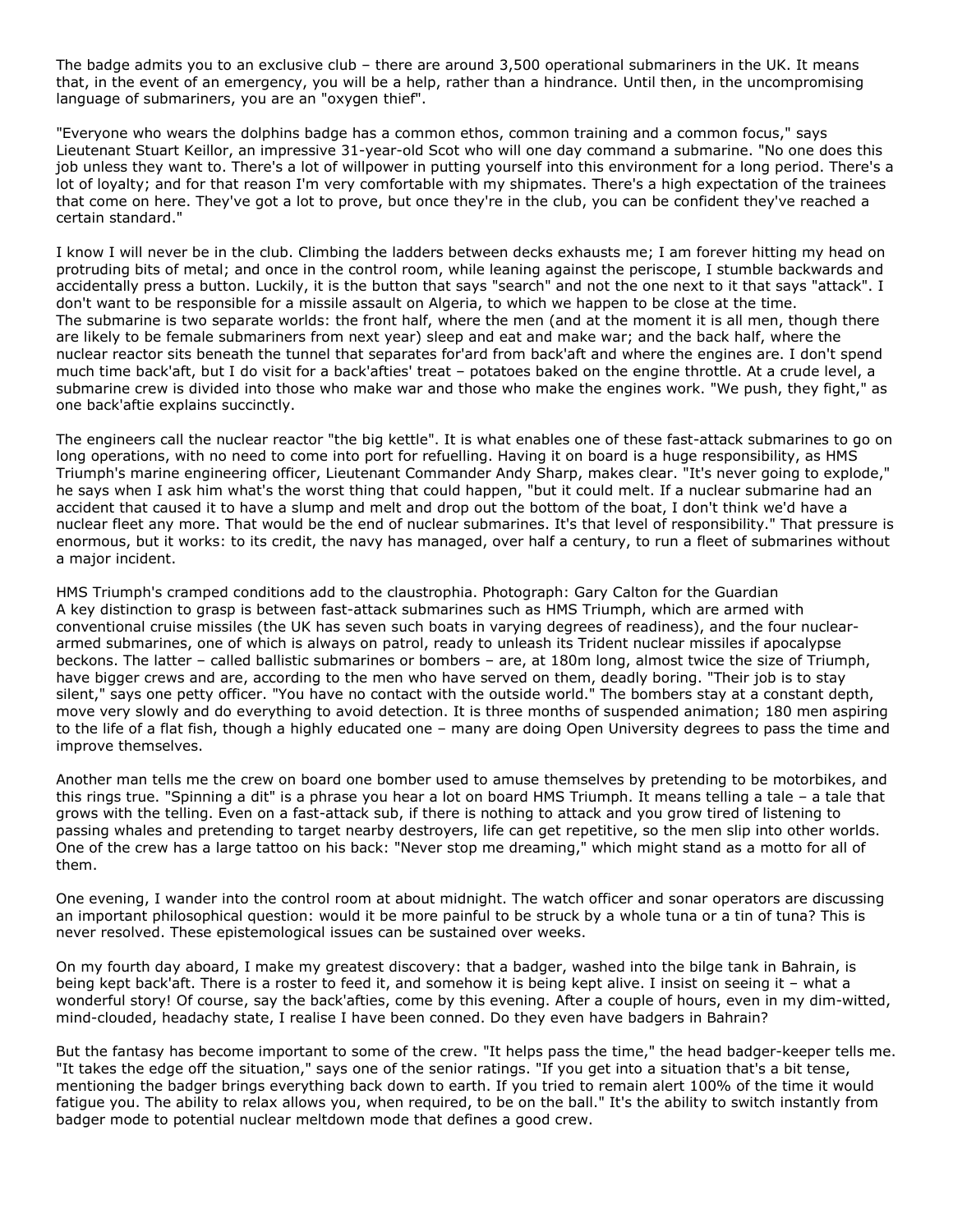The badge admits you to an exclusive club – there are around 3,500 operational submariners in the UK. It means that, in the event of an emergency, you will be a help, rather than a hindrance. Until then, in the uncompromising language of submariners, you are an "oxygen thief".

"Everyone who wears the dolphins badge has a common ethos, common training and a common focus," says Lieutenant Stuart Keillor, an impressive 31-year-old Scot who will one day command a submarine. "No one does this job unless they want to. There's a lot of willpower in putting yourself into this environment for a long period. There's a lot of loyalty; and for that reason I'm very comfortable with my shipmates. There's a high expectation of the trainees that come on here. They've got a lot to prove, but once they're in the club, you can be confident they've reached a certain standard."

I know I will never be in the club. Climbing the ladders between decks exhausts me; I am forever hitting my head on protruding bits of metal; and once in the control room, while leaning against the periscope, I stumble backwards and accidentally press a button. Luckily, it is the button that says "search" and not the one next to it that says "attack". I don't want to be responsible for a missile assault on Algeria, to which we happen to be close at the time.

The submarine is two separate worlds: the front half, where the men (and at the moment it is all men, though there are likely to be female submariners from next year) sleep and eat and make war; and the back half, where the nuclear reactor sits beneath the tunnel that separates for'ard from back'aft and where the engines are. I don't spend much time back'aft, but I do visit for a back'afties' treat – potatoes baked on the engine throttle. At a crude level, a submarine crew is divided into those who make war and those who make the engines work. "We push, they fight," as one back'aftie explains succinctly.

The engineers call the nuclear reactor "the big kettle". It is what enables one of these fast-attack submarines to go on long operations, with no need to come into port for refuelling. Having it on board is a huge responsibility, as HMS Triumph's marine engineering officer, Lieutenant Commander Andy Sharp, makes clear. "It's never going to explode," he says when I ask him what's the worst thing that could happen, "but it could melt. If a nuclear submarine had an accident that caused it to have a slump and melt and drop out the bottom of the boat, I don't think we'd have a nuclear fleet any more. That would be the end of nuclear submarines. It's that level of responsibility." That pressure is enormous, but it works: to its credit, the navy has managed, over half a century, to run a fleet of submarines without a major incident.

HMS Triumph's cramped conditions add to the claustrophia. Photograph: Gary Calton for the Guardian

A key distinction to grasp is between fast-attack submarines such as HMS Triumph, which are armed with conventional cruise missiles (the UK has seven such boats in varying degrees of readiness), and the four nuclear-armed submarines, one of which is always on patrol, ready to unleash its Trident nuclear missiles if apocalypse beckons. The latter – called ballistic submarines or bombers – are, at 180m long, almost twice the size of Triumph, have bigger crews and are, according to the men who have served on them, deadly boring. "Their job is to stay silent," says one petty officer. "You have no contact with the outside world." The bombers stay at a constant depth, move very slowly and do everything to avoid detection. It is three months of suspended animation; 180 men aspiring to the life of a flat fish, though a highly educated one – many are doing Open University degrees to pass the time and improve themselves.

Another man tells me the crew on board one bomber used to amuse themselves by pretending to be motorbikes, and this rings true. "Spinning a dit" is a phrase you hear a lot on board HMS Triumph. It means telling a tale – a tale that grows with the telling. Even on a fast-attack sub, if there is nothing to attack and you grow tired of listening to passing whales and pretending to target nearby destroyers, life can get repetitive, so the men slip into other worlds. One of the crew has a large tattoo on his back: "Never stop me dreaming," which might stand as a motto for all of them.

One evening, I wander into the control room at about midnight. The watch officer and sonar operators are discussing an important philosophical question: would it be more painful to be struck by a whole tuna or a tin of tuna? This is never resolved. These epistemological issues can be sustained over weeks.

On my fourth day aboard, I make my greatest discovery: that a badger, washed into the bilge tank in Bahrain, is being kept back'aft. There is a roster to feed it, and somehow it is being kept alive. I insist on seeing it – what a wonderful story! Of course, say the back'afties, come by this evening. After a couple of hours, even in my dim-witted, mind-clouded, headachy state, I realise I have been conned. Do they even have badgers in Bahrain?

But the fantasy has become important to some of the crew. "It helps pass the time," the head badger-keeper tells me. "It takes the edge off the situation," says one of the senior ratings. "If you get into a situation that's a bit tense, mentioning the badger brings everything back down to earth. If you tried to remain alert 100% of the time it would fatigue you. The ability to relax allows you, when required, to be on the ball." It's the ability to switch instantly from badger mode to potential nuclear meltdown mode that defines a good crew.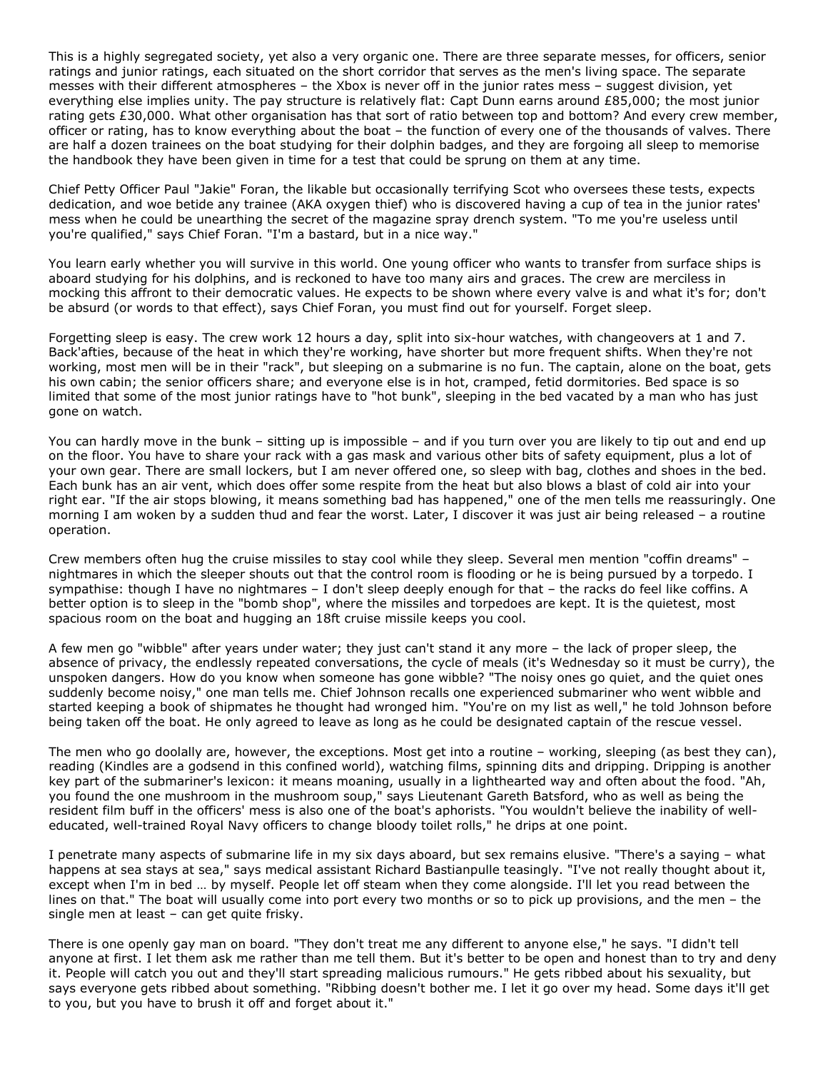This is a highly segregated society, yet also a very organic one. There are three separate messes, for officers, senior ratings and junior ratings, each situated on the short corridor that serves as the men's living space. The separate messes with their different atmospheres – the Xbox is never off in the junior rates mess – suggest division, yet everything else implies unity. The pay structure is relatively flat: Capt Dunn earns around £85,000; the most junior rating gets £30,000. What other organisation has that sort of ratio between top and bottom? And every crew member, officer or rating, has to know everything about the boat – the function of every one of the thousands of valves. There are half a dozen trainees on the boat studying for their dolphin badges, and they are forgoing all sleep to memorise the handbook they have been given in time for a test that could be sprung on them at any time.

Chief Petty Officer Paul "Jakie" Foran, the likable but occasionally terrifying Scot who oversees these tests, expects dedication, and woe betide any trainee (AKA oxygen thief) who is discovered having a cup of tea in the junior rates' mess when he could be unearthing the secret of the magazine spray drench system. "To me you're useless until you're qualified," says Chief Foran. "I'm a bastard, but in a nice way."

You learn early whether you will survive in this world. One young officer who wants to transfer from surface ships is aboard studying for his dolphins, and is reckoned to have too many airs and graces. The crew are merciless in mocking this affront to their democratic values. He expects to be shown where every valve is and what it's for; don't be absurd (or words to that effect), says Chief Foran, you must find out for yourself. Forget sleep.

Forgetting sleep is easy. The crew work 12 hours a day, split into six-hour watches, with changeovers at 1 and 7. Back'afties, because of the heat in which they're working, have shorter but more frequent shifts. When they're not working, most men will be in their "rack", but sleeping on a submarine is no fun. The captain, alone on the boat, gets his own cabin; the senior officers share; and everyone else is in hot, cramped, fetid dormitories. Bed space is so limited that some of the most junior ratings have to "hot bunk", sleeping in the bed vacated by a man who has just gone on watch.

You can hardly move in the bunk – sitting up is impossible – and if you turn over you are likely to tip out and end up on the floor. You have to share your rack with a gas mask and various other bits of safety equipment, plus a lot of your own gear. There are small lockers, but I am never offered one, so sleep with bag, clothes and shoes in the bed. Each bunk has an air vent, which does offer some respite from the heat but also blows a blast of cold air into your right ear. "If the air stops blowing, it means something bad has happened," one of the men tells me reassuringly. One morning I am woken by a sudden thud and fear the worst. Later, I discover it was just air being released – a routine operation.

Crew members often hug the cruise missiles to stay cool while they sleep. Several men mention "coffin dreams" – nightmares in which the sleeper shouts out that the control room is flooding or he is being pursued by a torpedo. I sympathise: though I have no nightmares – I don't sleep deeply enough for that – the racks do feel like coffins. A better option is to sleep in the "bomb shop", where the missiles and torpedoes are kept. It is the quietest, most spacious room on the boat and hugging an 18ft cruise missile keeps you cool.

A few men go "wibble" after years under water; they just can't stand it any more – the lack of proper sleep, the absence of privacy, the endlessly repeated conversations, the cycle of meals (it's Wednesday so it must be curry), the unspoken dangers. How do you know when someone has gone wibble? "The noisy ones go quiet, and the quiet ones suddenly become noisy," one man tells me. Chief Johnson recalls one experienced submariner who went wibble and started keeping a book of shipmates he thought had wronged him. "You're on my list as well," he told Johnson before being taken off the boat. He only agreed to leave as long as he could be designated captain of the rescue vessel.

The men who go doolally are, however, the exceptions. Most get into a routine – working, sleeping (as best they can), reading (Kindles are a godsend in this confined world), watching films, spinning dits and dripping. Dripping is another key part of the submariner's lexicon: it means moaning, usually in a lighthearted way and often about the food. "Ah, you found the one mushroom in the mushroom soup," says Lieutenant Gareth Batsford, who as well as being the resident film buff in the officers' mess is also one of the boat's aphorists. "You wouldn't believe the inability of well-educated, well-trained Royal Navy officers to change bloody toilet rolls," he drips at one point.

I penetrate many aspects of submarine life in my six days aboard, but sex remains elusive. "There's a saying – what happens at sea stays at sea," says medical assistant Richard Bastianpulle teasingly. "I've not really thought about it, except when I'm in bed … by myself. People let off steam when they come alongside. I'll let you read between the lines on that." The boat will usually come into port every two months or so to pick up provisions, and the men – the single men at least – can get quite frisky.

There is one openly gay man on board. "They don't treat me any different to anyone else," he says. "I didn't tell anyone at first. I let them ask me rather than me tell them. But it's better to be open and honest than to try and deny it. People will catch you out and they'll start spreading malicious rumours." He gets ribbed about his sexuality, but says everyone gets ribbed about something. "Ribbing doesn't bother me. I let it go over my head. Some days it'll get to you, but you have to brush it off and forget about it."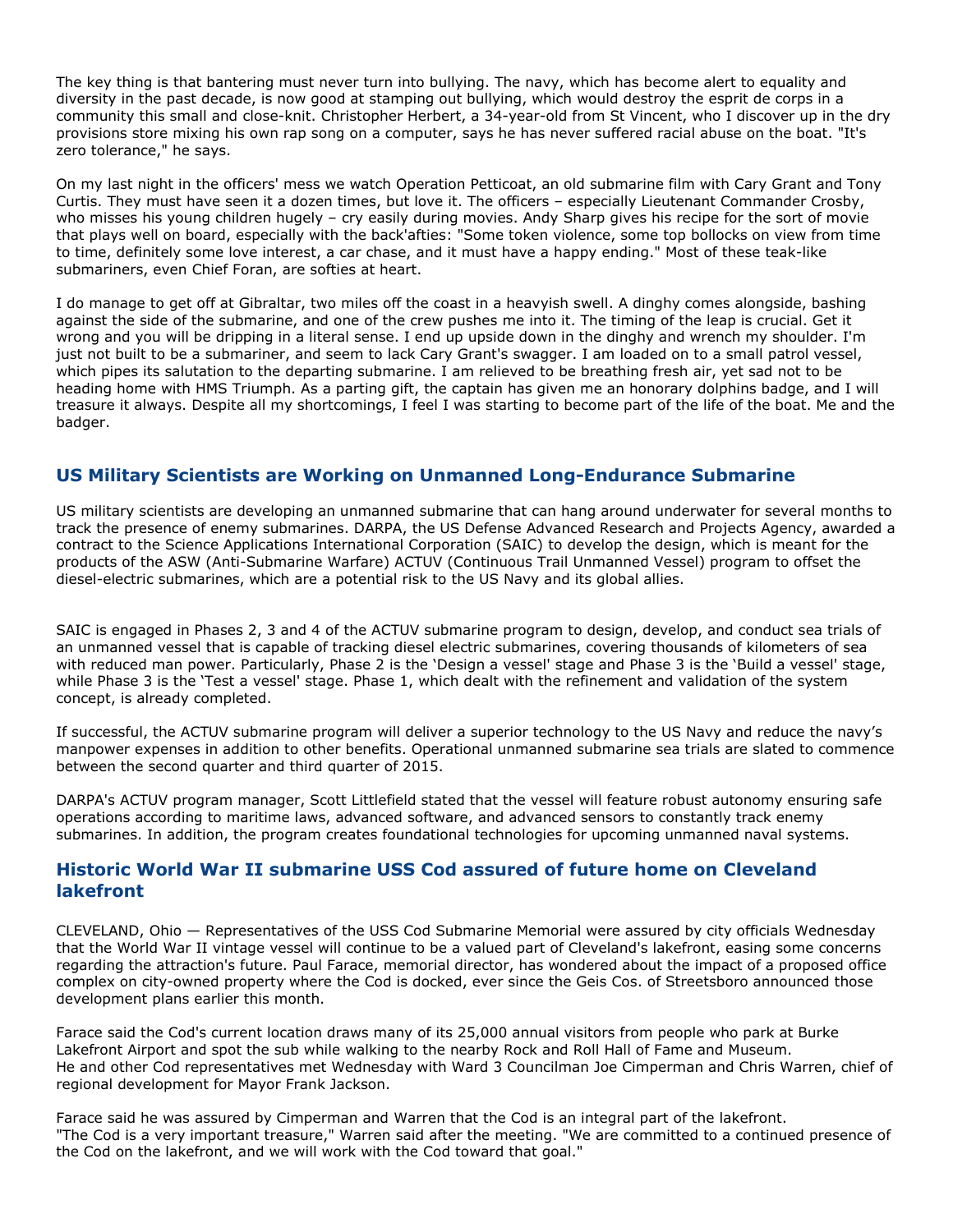The key thing is that bantering must never turn into bullying. The navy, which has become alert to equality and diversity in the past decade, is now good at stamping out bullying, which would destroy the esprit de corps in a community this small and close-knit. Christopher Herbert, a 34-year-old from St Vincent, who I discover up in the dry provisions store mixing his own rap song on a computer, says he has never suffered racial abuse on the boat. "It's zero tolerance," he says.

On my last night in the officers' mess we watch Operation Petticoat, an old submarine film with Cary Grant and Tony Curtis. They must have seen it a dozen times, but love it. The officers – especially Lieutenant Commander Crosby, who misses his young children hugely – cry easily during movies. Andy Sharp gives his recipe for the sort of movie that plays well on board, especially with the back'afties: "Some token violence, some top bollocks on view from time to time, definitely some love interest, a car chase, and it must have a happy ending." Most of these teak-like submariners, even Chief Foran, are softies at heart.

I do manage to get off at Gibraltar, two miles off the coast in a heavyish swell. A dinghy comes alongside, bashing against the side of the submarine, and one of the crew pushes me into it. The timing of the leap is crucial. Get it wrong and you will be dripping in a literal sense. I end up upside down in the dinghy and wrench my shoulder. I'm just not built to be a submariner, and seem to lack Cary Grant's swagger. I am loaded on to a small patrol vessel, which pipes its salutation to the departing submarine. I am relieved to be breathing fresh air, yet sad not to be heading home with HMS Triumph. As a parting gift, the captain has given me an honorary dolphins badge, and I will treasure it always. Despite all my shortcomings, I feel I was starting to become part of the life of the boat. Me and the badger.

## US Military Scientists are Working on Unmanned Long-Endurance Submarine

US military scientists are developing an unmanned submarine that can hang around underwater for several months to track the presence of enemy submarines. DARPA, the US Defense Advanced Research and Projects Agency, awarded a contract to the Science Applications International Corporation (SAIC) to develop the design, which is meant for the products of the ASW (Anti-Submarine Warfare) ACTUV (Continuous Trail Unmanned Vessel) program to offset the diesel-electric submarines, which are a potential risk to the US Navy and its global allies.

SAIC is engaged in Phases 2, 3 and 4 of the ACTUV submarine program to design, develop, and conduct sea trials of an unmanned vessel that is capable of tracking diesel electric submarines, covering thousands of kilometers of sea with reduced man power. Particularly, Phase 2 is the 'Design a vessel' stage and Phase 3 is the 'Build a vessel' stage, while Phase 3 is the 'Test a vessel' stage. Phase 1, which dealt with the refinement and validation of the system concept, is already completed.

If successful, the ACTUV submarine program will deliver a superior technology to the US Navy and reduce the navy's manpower expenses in addition to other benefits. Operational unmanned submarine sea trials are slated to commence between the second quarter and third quarter of 2015.

DARPA's ACTUV program manager, Scott Littlefield stated that the vessel will feature robust autonomy ensuring safe operations according to maritime laws, advanced software, and advanced sensors to constantly track enemy submarines. In addition, the program creates foundational technologies for upcoming unmanned naval systems.

## Historic World War II submarine USS Cod assured of future home on Cleveland lakefront

CLEVELAND, Ohio — Representatives of the USS Cod Submarine Memorial were assured by city officials Wednesday that the World War II vintage vessel will continue to be a valued part of Cleveland's lakefront, easing some concerns regarding the attraction's future. Paul Farace, memorial director, has wondered about the impact of a proposed office complex on city-owned property where the Cod is docked, ever since the Geis Cos. of Streetsboro announced those development plans earlier this month.

Farace said the Cod's current location draws many of its 25,000 annual visitors from people who park at Burke Lakefront Airport and spot the sub while walking to the nearby Rock and Roll Hall of Fame and Museum. He and other Cod representatives met Wednesday with Ward 3 Councilman Joe Cimperman and Chris Warren, chief of regional development for Mayor Frank Jackson.

Farace said he was assured by Cimperman and Warren that the Cod is an integral part of the lakefront. "The Cod is a very important treasure," Warren said after the meeting. "We are committed to a continued presence of the Cod on the lakefront, and we will work with the Cod toward that goal."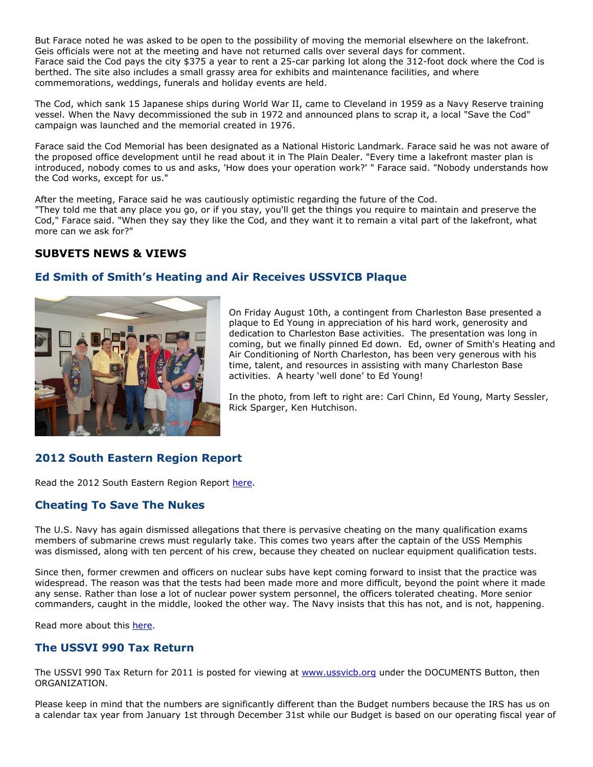But Farace noted he was asked to be open to the possibility of moving the memorial elsewhere on the lakefront. Geis officials were not at the meeting and have not returned calls over several days for comment.
Farace said the Cod pays the city $375 a year to rent a 25-car parking lot along the 312-foot dock where the Cod is berthed. The site also includes a small grassy area for exhibits and maintenance facilities, and where commemorations, weddings, funerals and holiday events are held.

The Cod, which sank 15 Japanese ships during World War II, came to Cleveland in 1959 as a Navy Reserve training vessel. When the Navy decommissioned the sub in 1972 and announced plans to scrap it, a local "Save the Cod" campaign was launched and the memorial created in 1976.

Farace said the Cod Memorial has been designated as a National Historic Landmark. Farace said he was not aware of the proposed office development until he read about it in The Plain Dealer. "Every time a lakefront master plan is introduced, nobody comes to us and asks, 'How does your operation work?' " Farace said. "Nobody understands how the Cod works, except for us."

After the meeting, Farace said he was cautiously optimistic regarding the future of the Cod.
"They told me that any place you go, or if you stay, you'll get the things you require to maintain and preserve the Cod," Farace said. "When they say they like the Cod, and they want it to remain a vital part of the lakefront, what more can we ask for?"

## SUBVETS NEWS & VIEWS

### Ed Smith of Smith's Heating and Air Receives USSVICB Plaque

On Friday August 10th, a contingent from Charleston Base presented a plaque to Ed Young in appreciation of his hard work, generosity and dedication to Charleston Base activities. The presentation was long in coming, but we finally pinned Ed down. Ed, owner of Smith's Heating and Air Conditioning of North Charleston, has been very generous with his time, talent, and resources in assisting with many Charleston Base activities. A hearty 'well done' to Ed Young!

In the photo, from left to right are: Carl Chinn, Ed Young, Marty Sessler, Rick Sparger, Ken Hutchison.

### 2012 South Eastern Region Report

Read the 2012 South Eastern Region Report here.

### Cheating To Save The Nukes

The U.S. Navy has again dismissed allegations that there is pervasive cheating on the many qualification exams members of submarine crews must regularly take. This comes two years after the captain of the USS Memphis was dismissed, along with ten percent of his crew, because they cheated on nuclear equipment qualification tests.

Since then, former crewmen and officers on nuclear subs have kept coming forward to insist that the practice was widespread. The reason was that the tests had been made more and more difficult, beyond the point where it made any sense. Rather than lose a lot of nuclear power system personnel, the officers tolerated cheating. More senior commanders, caught in the middle, looked the other way. The Navy insists that this has not, and is not, happening.

Read more about this here.

### The USSVI 990 Tax Return

The USSVI 990 Tax Return for 2011 is posted for viewing at www.ussvicb.org under the DOCUMENTS Button, then ORGANIZATION.

Please keep in mind that the numbers are significantly different than the Budget numbers because the IRS has us on a calendar tax year from January 1st through December 31st while our Budget is based on our operating fiscal year of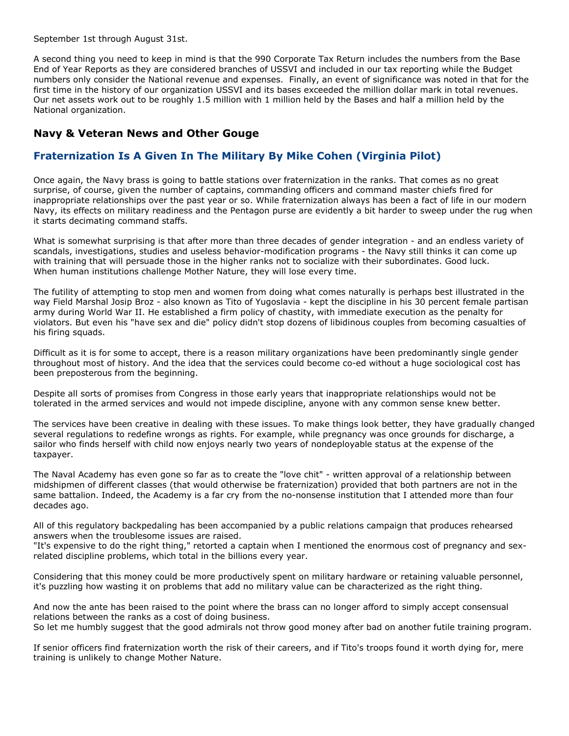September 1st through August 31st.

A second thing you need to keep in mind is that the 990 Corporate Tax Return includes the numbers from the Base End of Year Reports as they are considered branches of USSVI and included in our tax reporting while the Budget numbers only consider the National revenue and expenses. Finally, an event of significance was noted in that for the first time in the history of our organization USSVI and its bases exceeded the million dollar mark in total revenues. Our net assets work out to be roughly 1.5 million with 1 million held by the Bases and half a million held by the National organization.

## Navy & Veteran News and Other Gouge

## Fraternization Is A Given In The Military By Mike Cohen (Virginia Pilot)

Once again, the Navy brass is going to battle stations over fraternization in the ranks. That comes as no great surprise, of course, given the number of captains, commanding officers and command master chiefs fired for inappropriate relationships over the past year or so. While fraternization always has been a fact of life in our modern Navy, its effects on military readiness and the Pentagon purse are evidently a bit harder to sweep under the rug when it starts decimating command staffs.

What is somewhat surprising is that after more than three decades of gender integration - and an endless variety of scandals, investigations, studies and useless behavior-modification programs - the Navy still thinks it can come up with training that will persuade those in the higher ranks not to socialize with their subordinates. Good luck.
When human institutions challenge Mother Nature, they will lose every time.

The futility of attempting to stop men and women from doing what comes naturally is perhaps best illustrated in the way Field Marshal Josip Broz - also known as Tito of Yugoslavia - kept the discipline in his 30 percent female partisan army during World War II. He established a firm policy of chastity, with immediate execution as the penalty for violators. But even his "have sex and die" policy didn't stop dozens of libidinous couples from becoming casualties of his firing squads.

Difficult as it is for some to accept, there is a reason military organizations have been predominantly single gender throughout most of history. And the idea that the services could become co-ed without a huge sociological cost has been preposterous from the beginning.

Despite all sorts of promises from Congress in those early years that inappropriate relationships would not be tolerated in the armed services and would not impede discipline, anyone with any common sense knew better.

The services have been creative in dealing with these issues. To make things look better, they have gradually changed several regulations to redefine wrongs as rights. For example, while pregnancy was once grounds for discharge, a sailor who finds herself with child now enjoys nearly two years of nondeployable status at the expense of the taxpayer.

The Naval Academy has even gone so far as to create the "love chit" - written approval of a relationship between midshipmen of different classes (that would otherwise be fraternization) provided that both partners are not in the same battalion. Indeed, the Academy is a far cry from the no-nonsense institution that I attended more than four decades ago.

All of this regulatory backpedaling has been accompanied by a public relations campaign that produces rehearsed answers when the troublesome issues are raised.
"It's expensive to do the right thing," retorted a captain when I mentioned the enormous cost of pregnancy and sex-related discipline problems, which total in the billions every year.

Considering that this money could be more productively spent on military hardware or retaining valuable personnel, it's puzzling how wasting it on problems that add no military value can be characterized as the right thing.

And now the ante has been raised to the point where the brass can no longer afford to simply accept consensual relations between the ranks as a cost of doing business.
So let me humbly suggest that the good admirals not throw good money after bad on another futile training program.

If senior officers find fraternization worth the risk of their careers, and if Tito's troops found it worth dying for, mere training is unlikely to change Mother Nature.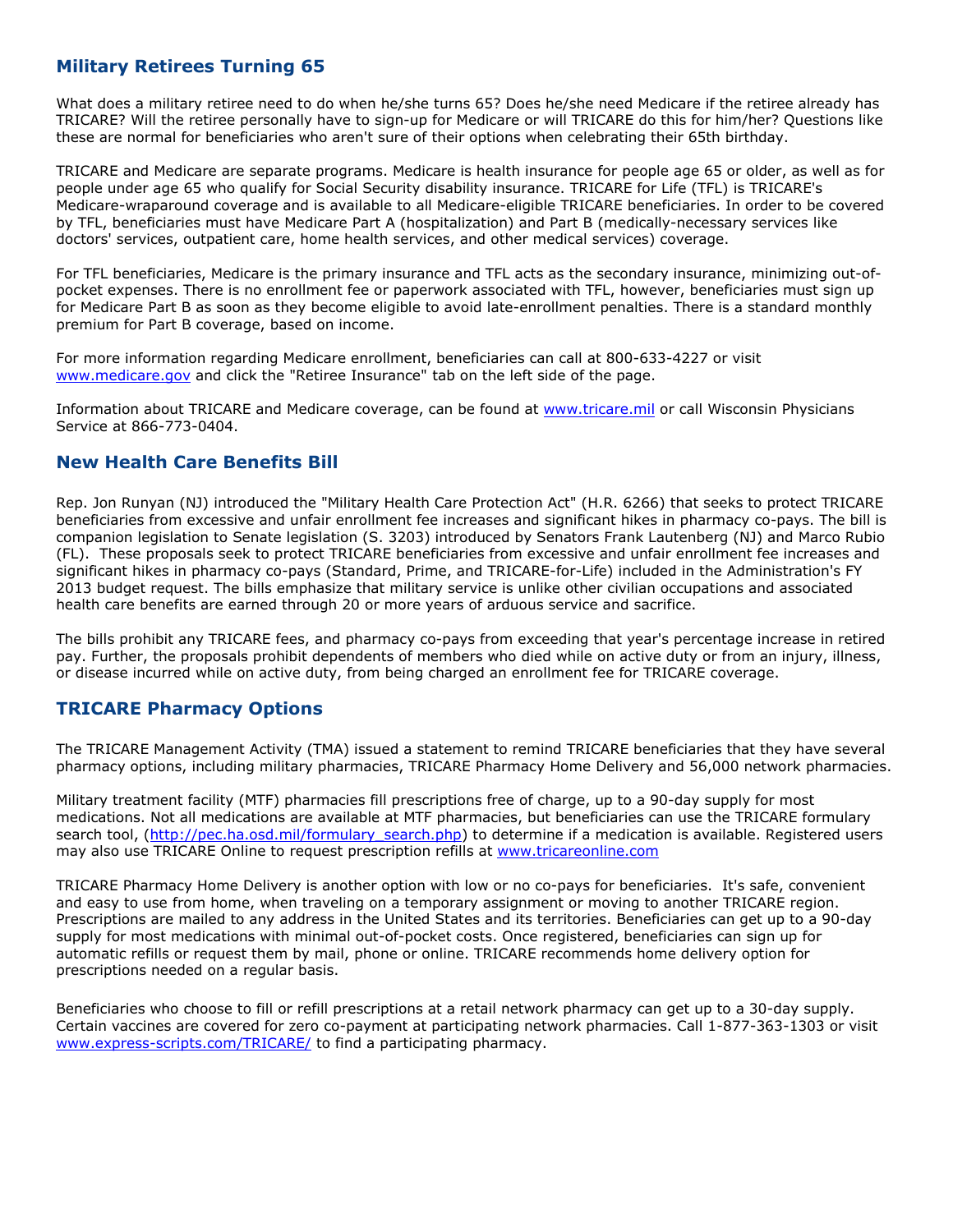## Military Retirees Turning 65

What does a military retiree need to do when he/she turns 65? Does he/she need Medicare if the retiree already has TRICARE? Will the retiree personally have to sign-up for Medicare or will TRICARE do this for him/her? Questions like these are normal for beneficiaries who aren't sure of their options when celebrating their 65th birthday.

TRICARE and Medicare are separate programs. Medicare is health insurance for people age 65 or older, as well as for people under age 65 who qualify for Social Security disability insurance. TRICARE for Life (TFL) is TRICARE's Medicare-wraparound coverage and is available to all Medicare-eligible TRICARE beneficiaries. In order to be covered by TFL, beneficiaries must have Medicare Part A (hospitalization) and Part B (medically-necessary services like doctors' services, outpatient care, home health services, and other medical services) coverage.

For TFL beneficiaries, Medicare is the primary insurance and TFL acts as the secondary insurance, minimizing out-of-pocket expenses. There is no enrollment fee or paperwork associated with TFL, however, beneficiaries must sign up for Medicare Part B as soon as they become eligible to avoid late-enrollment penalties. There is a standard monthly premium for Part B coverage, based on income.

For more information regarding Medicare enrollment, beneficiaries can call at 800-633-4227 or visit [www.medicare.gov](http://www.medicare.gov) and click the "Retiree Insurance" tab on the left side of the page.

Information about TRICARE and Medicare coverage, can be found at [www.tricare.mil](http://www.tricare.mil) or call Wisconsin Physicians Service at 866-773-0404.

## New Health Care Benefits Bill

Rep. Jon Runyan (NJ) introduced the "Military Health Care Protection Act" (H.R. 6266) that seeks to protect TRICARE beneficiaries from excessive and unfair enrollment fee increases and significant hikes in pharmacy co-pays. The bill is companion legislation to Senate legislation (S. 3203) introduced by Senators Frank Lautenberg (NJ) and Marco Rubio (FL). These proposals seek to protect TRICARE beneficiaries from excessive and unfair enrollment fee increases and significant hikes in pharmacy co-pays (Standard, Prime, and TRICARE-for-Life) included in the Administration's FY 2013 budget request. The bills emphasize that military service is unlike other civilian occupations and associated health care benefits are earned through 20 or more years of arduous service and sacrifice.

The bills prohibit any TRICARE fees, and pharmacy co-pays from exceeding that year's percentage increase in retired pay. Further, the proposals prohibit dependents of members who died while on active duty or from an injury, illness, or disease incurred while on active duty, from being charged an enrollment fee for TRICARE coverage.

## TRICARE Pharmacy Options

The TRICARE Management Activity (TMA) issued a statement to remind TRICARE beneficiaries that they have several pharmacy options, including military pharmacies, TRICARE Pharmacy Home Delivery and 56,000 network pharmacies.

Military treatment facility (MTF) pharmacies fill prescriptions free of charge, up to a 90-day supply for most medications. Not all medications are available at MTF pharmacies, but beneficiaries can use the TRICARE formulary search tool, ([http://pec.ha.osd.mil/formulary_search.php](http://pec.ha.osd.mil/formulary_search.php)) to determine if a medication is available. Registered users may also use TRICARE Online to request prescription refills at [www.tricareonline.com](http://www.tricareonline.com)

TRICARE Pharmacy Home Delivery is another option with low or no co-pays for beneficiaries. It's safe, convenient and easy to use from home, when traveling on a temporary assignment or moving to another TRICARE region. Prescriptions are mailed to any address in the United States and its territories. Beneficiaries can get up to a 90-day supply for most medications with minimal out-of-pocket costs. Once registered, beneficiaries can sign up for automatic refills or request them by mail, phone or online. TRICARE recommends home delivery option for prescriptions needed on a regular basis.

Beneficiaries who choose to fill or refill prescriptions at a retail network pharmacy can get up to a 30-day supply. Certain vaccines are covered for zero co-payment at participating network pharmacies. Call 1-877-363-1303 or visit [www.express-scripts.com/TRICARE/](http://www.express-scripts.com/TRICARE/) to find a participating pharmacy.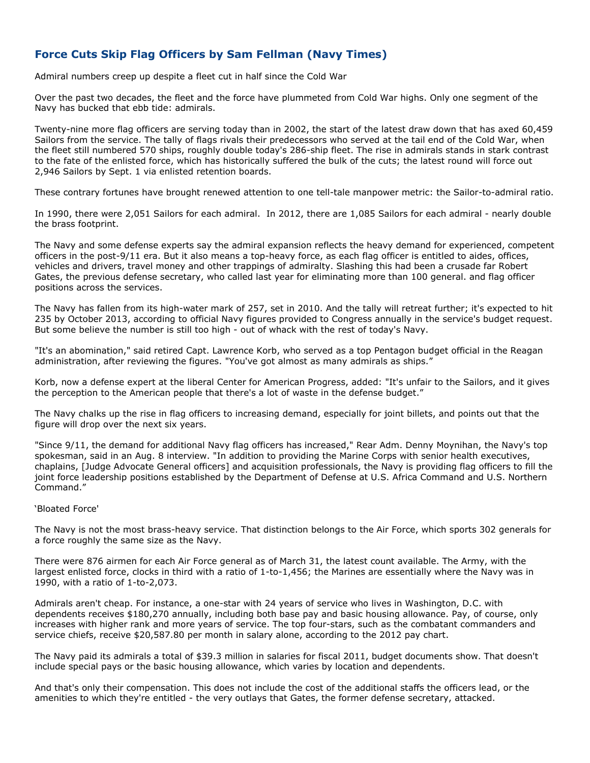## Force Cuts Skip Flag Officers by Sam Fellman (Navy Times)

Admiral numbers creep up despite a fleet cut in half since the Cold War

Over the past two decades, the fleet and the force have plummeted from Cold War highs. Only one segment of the Navy has bucked that ebb tide: admirals.

Twenty-nine more flag officers are serving today than in 2002, the start of the latest draw down that has axed 60,459 Sailors from the service. The tally of flags rivals their predecessors who served at the tail end of the Cold War, when the fleet still numbered 570 ships, roughly double today's 286-ship fleet. The rise in admirals stands in stark contrast to the fate of the enlisted force, which has historically suffered the bulk of the cuts; the latest round will force out 2,946 Sailors by Sept. 1 via enlisted retention boards.

These contrary fortunes have brought renewed attention to one tell-tale manpower metric: the Sailor-to-admiral ratio.

In 1990, there were 2,051 Sailors for each admiral. In 2012, there are 1,085 Sailors for each admiral - nearly double the brass footprint.

The Navy and some defense experts say the admiral expansion reflects the heavy demand for experienced, competent officers in the post-9/11 era. But it also means a top-heavy force, as each flag officer is entitled to aides, offices, vehicles and drivers, travel money and other trappings of admiralty. Slashing this had been a crusade far Robert Gates, the previous defense secretary, who called last year for eliminating more than 100 general. and flag officer positions across the services.

The Navy has fallen from its high-water mark of 257, set in 2010. And the tally will retreat further; it's expected to hit 235 by October 2013, according to official Navy figures provided to Congress annually in the service's budget request. But some believe the number is still too high - out of whack with the rest of today's Navy.

"It's an abomination," said retired Capt. Lawrence Korb, who served as a top Pentagon budget official in the Reagan administration, after reviewing the figures. "You've got almost as many admirals as ships."

Korb, now a defense expert at the liberal Center for American Progress, added: "It's unfair to the Sailors, and it gives the perception to the American people that there's a lot of waste in the defense budget."

The Navy chalks up the rise in flag officers to increasing demand, especially for joint billets, and points out that the figure will drop over the next six years.

"Since 9/11, the demand for additional Navy flag officers has increased," Rear Adm. Denny Moynihan, the Navy's top spokesman, said in an Aug. 8 interview. "In addition to providing the Marine Corps with senior health executives, chaplains, [Judge Advocate General officers] and acquisition professionals, the Navy is providing flag officers to fill the joint force leadership positions established by the Department of Defense at U.S. Africa Command and U.S. Northern Command."

'Bloated Force'

The Navy is not the most brass-heavy service. That distinction belongs to the Air Force, which sports 302 generals for a force roughly the same size as the Navy.

There were 876 airmen for each Air Force general as of March 31, the latest count available. The Army, with the largest enlisted force, clocks in third with a ratio of 1-to-1,456; the Marines are essentially where the Navy was in 1990, with a ratio of 1-to-2,073.

Admirals aren't cheap. For instance, a one-star with 24 years of service who lives in Washington, D.C. with dependents receives $180,270 annually, including both base pay and basic housing allowance. Pay, of course, only increases with higher rank and more years of service. The top four-stars, such as the combatant commanders and service chiefs, receive $20,587.80 per month in salary alone, according to the 2012 pay chart.

The Navy paid its admirals a total of $39.3 million in salaries for fiscal 2011, budget documents show. That doesn't include special pays or the basic housing allowance, which varies by location and dependents.

And that's only their compensation. This does not include the cost of the additional staffs the officers lead, or the amenities to which they're entitled - the very outlays that Gates, the former defense secretary, attacked.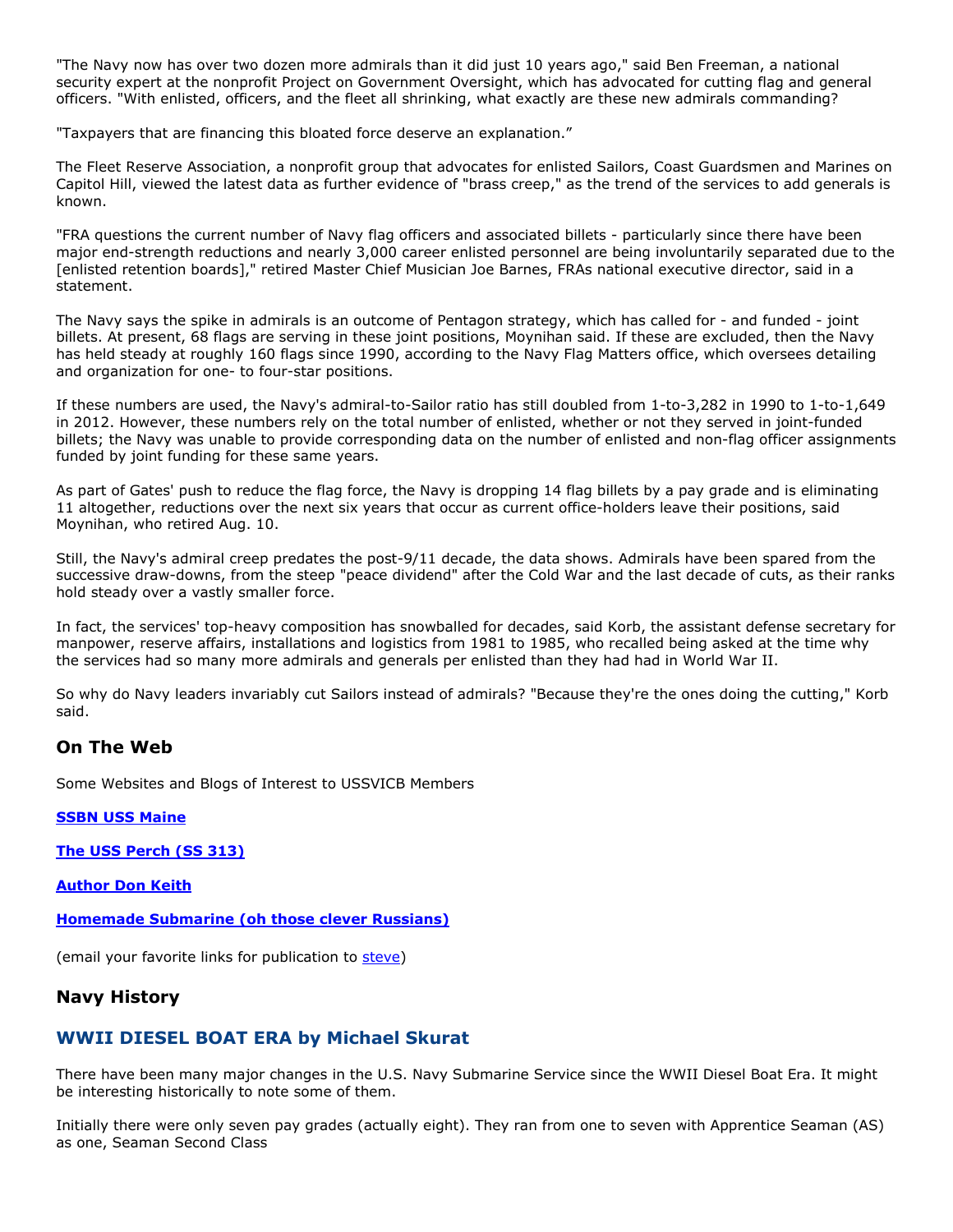"The Navy now has over two dozen more admirals than it did just 10 years ago," said Ben Freeman, a national security expert at the nonprofit Project on Government Oversight, which has advocated for cutting flag and general officers. "With enlisted, officers, and the fleet all shrinking, what exactly are these new admirals commanding?

"Taxpayers that are financing this bloated force deserve an explanation."

The Fleet Reserve Association, a nonprofit group that advocates for enlisted Sailors, Coast Guardsmen and Marines on Capitol Hill, viewed the latest data as further evidence of "brass creep," as the trend of the services to add generals is known.

"FRA questions the current number of Navy flag officers and associated billets - particularly since there have been major end-strength reductions and nearly 3,000 career enlisted personnel are being involuntarily separated due to the [enlisted retention boards]," retired Master Chief Musician Joe Barnes, FRAs national executive director, said in a statement.

The Navy says the spike in admirals is an outcome of Pentagon strategy, which has called for - and funded - joint billets. At present, 68 flags are serving in these joint positions, Moynihan said. If these are excluded, then the Navy has held steady at roughly 160 flags since 1990, according to the Navy Flag Matters office, which oversees detailing and organization for one- to four-star positions.

If these numbers are used, the Navy's admiral-to-Sailor ratio has still doubled from 1-to-3,282 in 1990 to 1-to-1,649 in 2012. However, these numbers rely on the total number of enlisted, whether or not they served in joint-funded billets; the Navy was unable to provide corresponding data on the number of enlisted and non-flag officer assignments funded by joint funding for these same years.

As part of Gates' push to reduce the flag force, the Navy is dropping 14 flag billets by a pay grade and is eliminating 11 altogether, reductions over the next six years that occur as current office-holders leave their positions, said Moynihan, who retired Aug. 10.

Still, the Navy's admiral creep predates the post-9/11 decade, the data shows. Admirals have been spared from the successive draw-downs, from the steep "peace dividend" after the Cold War and the last decade of cuts, as their ranks hold steady over a vastly smaller force.

In fact, the services' top-heavy composition has snowballed for decades, said Korb, the assistant defense secretary for manpower, reserve affairs, installations and logistics from 1981 to 1985, who recalled being asked at the time why the services had so many more admirals and generals per enlisted than they had had in World War II.

So why do Navy leaders invariably cut Sailors instead of admirals? "Because they're the ones doing the cutting," Korb said.

## On The Web

Some Websites and Blogs of Interest to USSVICB Members

**SSBN USS Maine**

**The USS Perch (SS 313)**

**Author Don Keith**

**Homemade Submarine (oh those clever Russians)**

(email your favorite links for publication to steve)

## Navy History

### WWII DIESEL BOAT ERA by Michael Skurat

There have been many major changes in the U.S. Navy Submarine Service since the WWII Diesel Boat Era. It might be interesting historically to note some of them.

Initially there were only seven pay grades (actually eight). They ran from one to seven with Apprentice Seaman (AS) as one, Seaman Second Class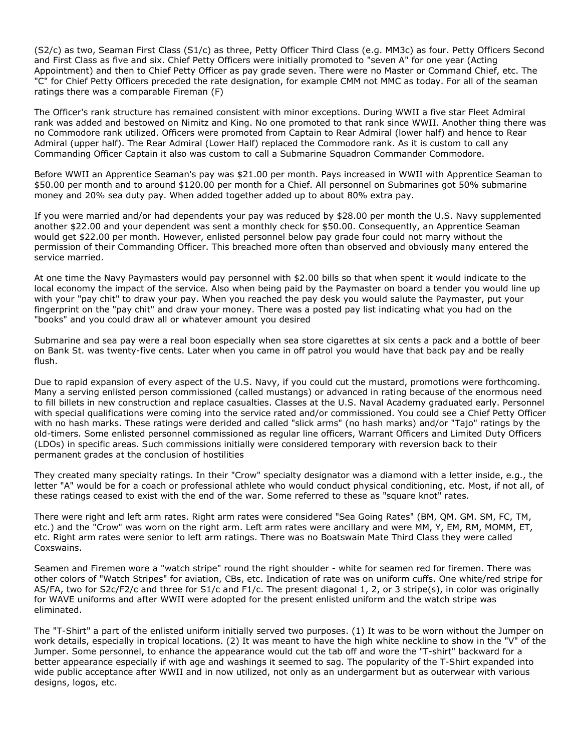(S2/c) as two, Seaman First Class (S1/c) as three, Petty Officer Third Class (e.g. MM3c) as four. Petty Officers Second and First Class as five and six. Chief Petty Officers were initially promoted to "seven A" for one year (Acting Appointment) and then to Chief Petty Officer as pay grade seven. There were no Master or Command Chief, etc. The "C" for Chief Petty Officers preceded the rate designation, for example CMM not MMC as today. For all of the seaman ratings there was a comparable Fireman (F)

The Officer's rank structure has remained consistent with minor exceptions. During WWII a five star Fleet Admiral rank was added and bestowed on Nimitz and King. No one promoted to that rank since WWII. Another thing there was no Commodore rank utilized. Officers were promoted from Captain to Rear Admiral (lower half) and hence to Rear Admiral (upper half). The Rear Admiral (Lower Half) replaced the Commodore rank. As it is custom to call any Commanding Officer Captain it also was custom to call a Submarine Squadron Commander Commodore.

Before WWII an Apprentice Seaman's pay was $21.00 per month. Pays increased in WWII with Apprentice Seaman to $50.00 per month and to around $120.00 per month for a Chief. All personnel on Submarines got 50% submarine money and 20% sea duty pay. When added together added up to about 80% extra pay.

If you were married and/or had dependents your pay was reduced by $28.00 per month the U.S. Navy supplemented another $22.00 and your dependent was sent a monthly check for $50.00. Consequently, an Apprentice Seaman would get $22.00 per month. However, enlisted personnel below pay grade four could not marry without the permission of their Commanding Officer. This breached more often than observed and obviously many entered the service married.

At one time the Navy Paymasters would pay personnel with $2.00 bills so that when spent it would indicate to the local economy the impact of the service. Also when being paid by the Paymaster on board a tender you would line up with your "pay chit" to draw your pay. When you reached the pay desk you would salute the Paymaster, put your fingerprint on the "pay chit" and draw your money. There was a posted pay list indicating what you had on the "books" and you could draw all or whatever amount you desired

Submarine and sea pay were a real boon especially when sea store cigarettes at six cents a pack and a bottle of beer on Bank St. was twenty-five cents. Later when you came in off patrol you would have that back pay and be really flush.

Due to rapid expansion of every aspect of the U.S. Navy, if you could cut the mustard, promotions were forthcoming. Many a serving enlisted person commissioned (called mustangs) or advanced in rating because of the enormous need to fill billets in new construction and replace casualties. Classes at the U.S. Naval Academy graduated early. Personnel with special qualifications were coming into the service rated and/or commissioned. You could see a Chief Petty Officer with no hash marks. These ratings were derided and called "slick arms" (no hash marks) and/or "Tajo" ratings by the old-timers. Some enlisted personnel commissioned as regular line officers, Warrant Officers and Limited Duty Officers (LDOs) in specific areas. Such commissions initially were considered temporary with reversion back to their permanent grades at the conclusion of hostilities

They created many specialty ratings. In their "Crow" specialty designator was a diamond with a letter inside, e.g., the letter "A" would be for a coach or professional athlete who would conduct physical conditioning, etc. Most, if not all, of these ratings ceased to exist with the end of the war. Some referred to these as "square knot" rates.

There were right and left arm rates. Right arm rates were considered "Sea Going Rates" (BM, QM. GM. SM, FC, TM, etc.) and the "Crow" was worn on the right arm. Left arm rates were ancillary and were MM, Y, EM, RM, MOMM, ET, etc. Right arm rates were senior to left arm ratings. There was no Boatswain Mate Third Class they were called Coxswains.

Seamen and Firemen wore a "watch stripe" round the right shoulder - white for seamen red for firemen. There was other colors of "Watch Stripes" for aviation, CBs, etc. Indication of rate was on uniform cuffs. One white/red stripe for AS/FA, two for S2c/F2/c and three for S1/c and F1/c. The present diagonal 1, 2, or 3 stripe(s), in color was originally for WAVE uniforms and after WWII were adopted for the present enlisted uniform and the watch stripe was eliminated.

The "T-Shirt" a part of the enlisted uniform initially served two purposes. (1) It was to be worn without the Jumper on work details, especially in tropical locations. (2) It was meant to have the high white neckline to show in the "V" of the Jumper. Some personnel, to enhance the appearance would cut the tab off and wore the "T-shirt" backward for a better appearance especially if with age and washings it seemed to sag. The popularity of the T-Shirt expanded into wide public acceptance after WWII and in now utilized, not only as an undergarment but as outerwear with various designs, logos, etc.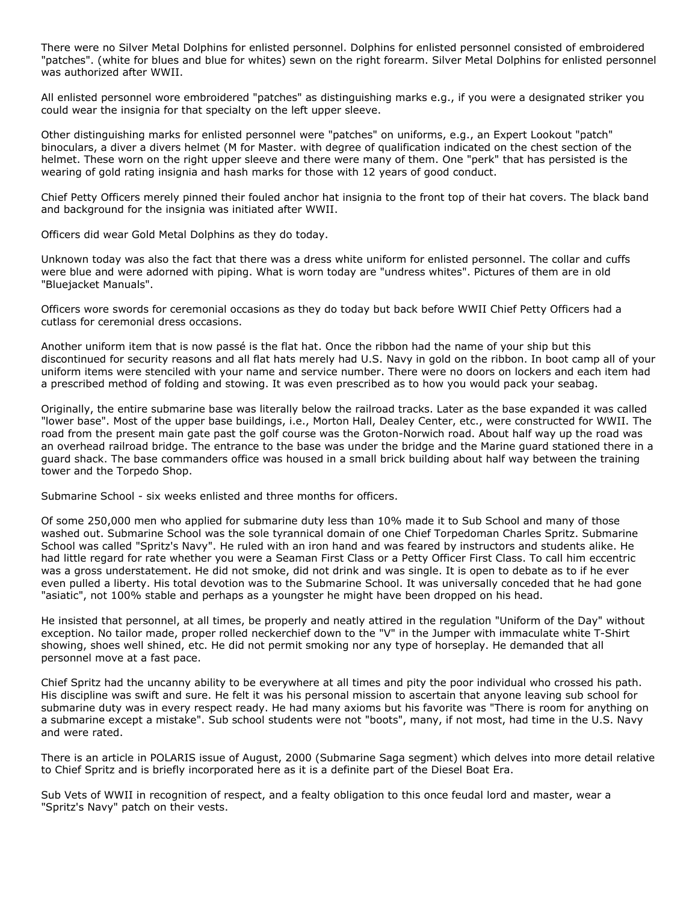There were no Silver Metal Dolphins for enlisted personnel. Dolphins for enlisted personnel consisted of embroidered "patches". (white for blues and blue for whites) sewn on the right forearm. Silver Metal Dolphins for enlisted personnel was authorized after WWII.

All enlisted personnel wore embroidered "patches" as distinguishing marks e.g., if you were a designated striker you could wear the insignia for that specialty on the left upper sleeve.

Other distinguishing marks for enlisted personnel were "patches" on uniforms, e.g., an Expert Lookout "patch" binoculars, a diver a divers helmet (M for Master. with degree of qualification indicated on the chest section of the helmet. These worn on the right upper sleeve and there were many of them. One "perk" that has persisted is the wearing of gold rating insignia and hash marks for those with 12 years of good conduct.

Chief Petty Officers merely pinned their fouled anchor hat insignia to the front top of their hat covers. The black band and background for the insignia was initiated after WWII.

Officers did wear Gold Metal Dolphins as they do today.

Unknown today was also the fact that there was a dress white uniform for enlisted personnel. The collar and cuffs were blue and were adorned with piping. What is worn today are "undress whites". Pictures of them are in old "Bluejacket Manuals".

Officers wore swords for ceremonial occasions as they do today but back before WWII Chief Petty Officers had a cutlass for ceremonial dress occasions.

Another uniform item that is now passé is the flat hat. Once the ribbon had the name of your ship but this discontinued for security reasons and all flat hats merely had U.S. Navy in gold on the ribbon. In boot camp all of your uniform items were stenciled with your name and service number. There were no doors on lockers and each item had a prescribed method of folding and stowing. It was even prescribed as to how you would pack your seabag.

Originally, the entire submarine base was literally below the railroad tracks. Later as the base expanded it was called "lower base". Most of the upper base buildings, i.e., Morton Hall, Dealey Center, etc., were constructed for WWII. The road from the present main gate past the golf course was the Groton-Norwich road. About half way up the road was an overhead railroad bridge. The entrance to the base was under the bridge and the Marine guard stationed there in a guard shack. The base commanders office was housed in a small brick building about half way between the training tower and the Torpedo Shop.

Submarine School - six weeks enlisted and three months for officers.

Of some 250,000 men who applied for submarine duty less than 10% made it to Sub School and many of those washed out. Submarine School was the sole tyrannical domain of one Chief Torpedoman Charles Spritz. Submarine School was called "Spritz's Navy". He ruled with an iron hand and was feared by instructors and students alike. He had little regard for rate whether you were a Seaman First Class or a Petty Officer First Class. To call him eccentric was a gross understatement. He did not smoke, did not drink and was single. It is open to debate as to if he ever even pulled a liberty. His total devotion was to the Submarine School. It was universally conceded that he had gone "asiatic", not 100% stable and perhaps as a youngster he might have been dropped on his head.

He insisted that personnel, at all times, be properly and neatly attired in the regulation "Uniform of the Day" without exception. No tailor made, proper rolled neckerchief down to the "V" in the Jumper with immaculate white T-Shirt showing, shoes well shined, etc. He did not permit smoking nor any type of horseplay. He demanded that all personnel move at a fast pace.

Chief Spritz had the uncanny ability to be everywhere at all times and pity the poor individual who crossed his path. His discipline was swift and sure. He felt it was his personal mission to ascertain that anyone leaving sub school for submarine duty was in every respect ready. He had many axioms but his favorite was "There is room for anything on a submarine except a mistake". Sub school students were not "boots", many, if not most, had time in the U.S. Navy and were rated.

There is an article in POLARIS issue of August, 2000 (Submarine Saga segment) which delves into more detail relative to Chief Spritz and is briefly incorporated here as it is a definite part of the Diesel Boat Era.

Sub Vets of WWII in recognition of respect, and a fealty obligation to this once feudal lord and master, wear a "Spritz's Navy" patch on their vests.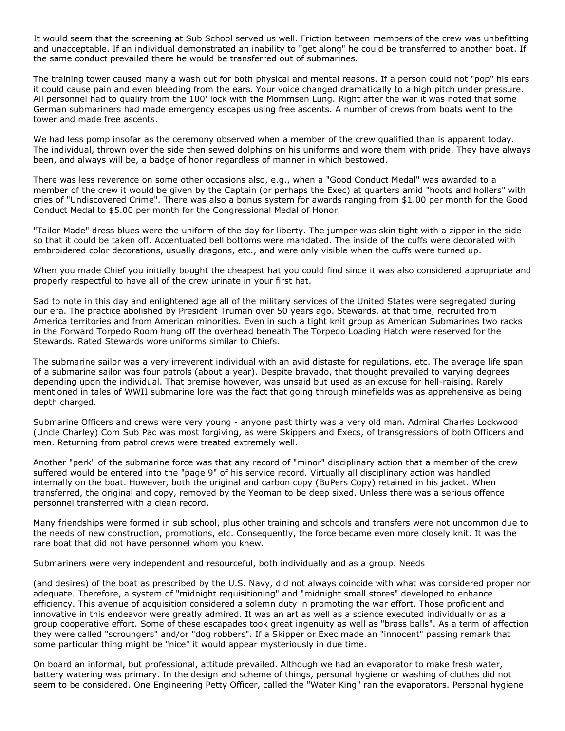It would seem that the screening at Sub School served us well. Friction between members of the crew was unbefitting and unacceptable. If an individual demonstrated an inability to "get along" he could be transferred to another boat. If the same conduct prevailed there he would be transferred out of submarines.

The training tower caused many a wash out for both physical and mental reasons. If a person could not "pop" his ears it could cause pain and even bleeding from the ears. Your voice changed dramatically to a high pitch under pressure. All personnel had to qualify from the 100' lock with the Mommsen Lung. Right after the war it was noted that some German submariners had made emergency escapes using free ascents. A number of crews from boats went to the tower and made free ascents.

We had less pomp insofar as the ceremony observed when a member of the crew qualified than is apparent today. The individual, thrown over the side then sewed dolphins on his uniforms and wore them with pride. They have always been, and always will be, a badge of honor regardless of manner in which bestowed.

There was less reverence on some other occasions also, e.g., when a "Good Conduct Medal" was awarded to a member of the crew it would be given by the Captain (or perhaps the Exec) at quarters amid "hoots and hollers" with cries of "Undiscovered Crime". There was also a bonus system for awards ranging from $1.00 per month for the Good Conduct Medal to $5.00 per month for the Congressional Medal of Honor.

"Tailor Made" dress blues were the uniform of the day for liberty. The jumper was skin tight with a zipper in the side so that it could be taken off. Accentuated bell bottoms were mandated. The inside of the cuffs were decorated with embroidered color decorations, usually dragons, etc., and were only visible when the cuffs were turned up.

When you made Chief you initially bought the cheapest hat you could find since it was also considered appropriate and properly respectful to have all of the crew urinate in your first hat.

Sad to note in this day and enlightened age all of the military services of the United States were segregated during our era. The practice abolished by President Truman over 50 years ago. Stewards, at that time, recruited from America territories and from American minorities. Even in such a tight knit group as American Submarines two racks in the Forward Torpedo Room hung off the overhead beneath The Torpedo Loading Hatch were reserved for the Stewards. Rated Stewards wore uniforms similar to Chiefs.

The submarine sailor was a very irreverent individual with an avid distaste for regulations, etc. The average life span of a submarine sailor was four patrols (about a year). Despite bravado, that thought prevailed to varying degrees depending upon the individual. That premise however, was unsaid but used as an excuse for hell-raising. Rarely mentioned in tales of WWII submarine lore was the fact that going through minefields was as apprehensive as being depth charged.

Submarine Officers and crews were very young - anyone past thirty was a very old man. Admiral Charles Lockwood (Uncle Charley) Com Sub Pac was most forgiving, as were Skippers and Execs, of transgressions of both Officers and men. Returning from patrol crews were treated extremely well.

Another "perk" of the submarine force was that any record of "minor" disciplinary action that a member of the crew suffered would be entered into the "page 9" of his service record. Virtually all disciplinary action was handled internally on the boat. However, both the original and carbon copy (BuPers Copy) retained in his jacket. When transferred, the original and copy, removed by the Yeoman to be deep sixed. Unless there was a serious offence personnel transferred with a clean record.

Many friendships were formed in sub school, plus other training and schools and transfers were not uncommon due to the needs of new construction, promotions, etc. Consequently, the force became even more closely knit. It was the rare boat that did not have personnel whom you knew.

Submariners were very independent and resourceful, both individually and as a group. Needs (and desires) of the boat as prescribed by the U.S. Navy, did not always coincide with what was considered proper nor adequate. Therefore, a system of "midnight requisitioning" and "midnight small stores" developed to enhance efficiency. This avenue of acquisition considered a solemn duty in promoting the war effort. Those proficient and innovative in this endeavor were greatly admired. It was an art as well as a science executed individually or as a group cooperative effort. Some of these escapades took great ingenuity as well as "brass balls". As a term of affection they were called "scroungers" and/or "dog robbers". If a Skipper or Exec made an "innocent" passing remark that some particular thing might be "nice" it would appear mysteriously in due time.

On board an informal, but professional, attitude prevailed. Although we had an evaporator to make fresh water, battery watering was primary. In the design and scheme of things, personal hygiene or washing of clothes did not seem to be considered. One Engineering Petty Officer, called the "Water King" ran the evaporators. Personal hygiene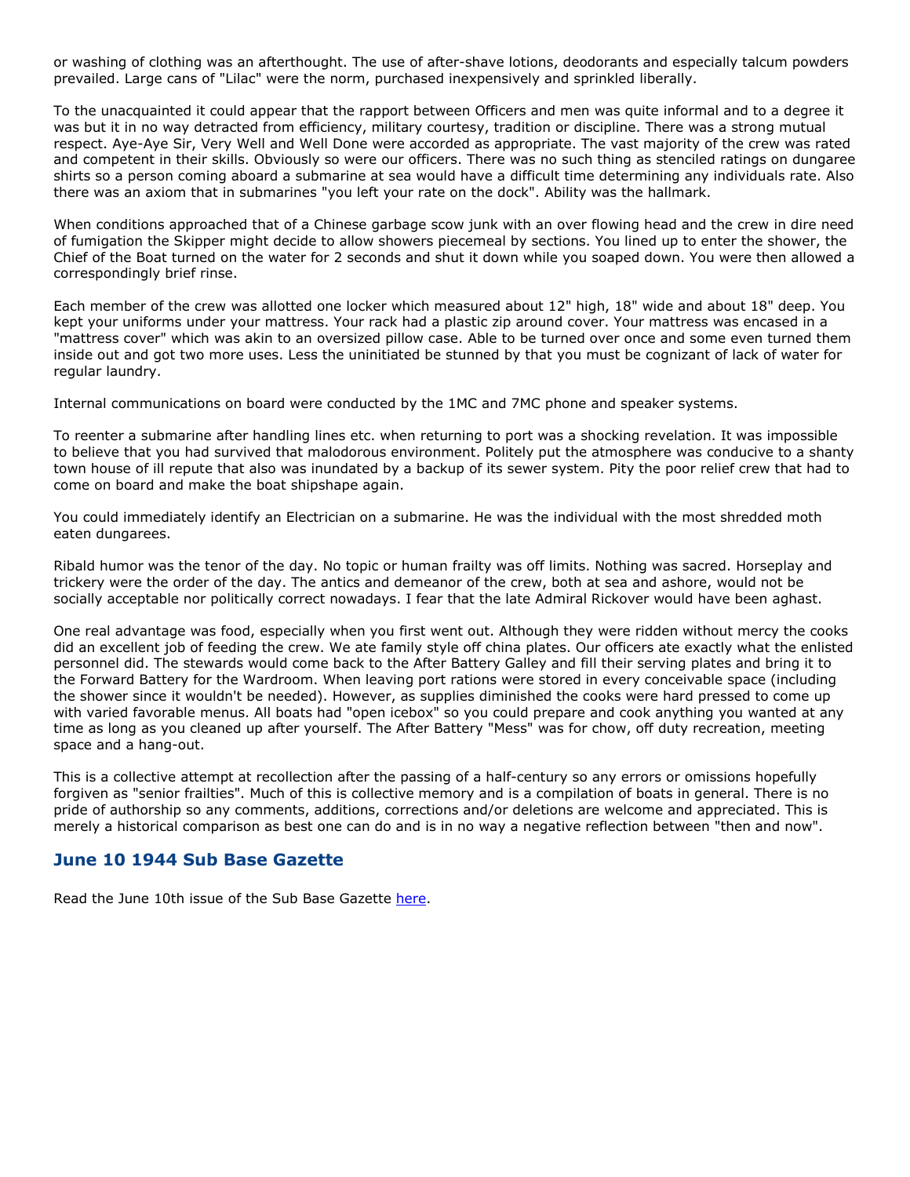or washing of clothing was an afterthought. The use of after-shave lotions, deodorants and especially talcum powders prevailed. Large cans of "Lilac" were the norm, purchased inexpensively and sprinkled liberally.

To the unacquainted it could appear that the rapport between Officers and men was quite informal and to a degree it was but it in no way detracted from efficiency, military courtesy, tradition or discipline. There was a strong mutual respect. Aye-Aye Sir, Very Well and Well Done were accorded as appropriate. The vast majority of the crew was rated and competent in their skills. Obviously so were our officers. There was no such thing as stenciled ratings on dungaree shirts so a person coming aboard a submarine at sea would have a difficult time determining any individuals rate. Also there was an axiom that in submarines "you left your rate on the dock". Ability was the hallmark.

When conditions approached that of a Chinese garbage scow junk with an over flowing head and the crew in dire need of fumigation the Skipper might decide to allow showers piecemeal by sections. You lined up to enter the shower, the Chief of the Boat turned on the water for 2 seconds and shut it down while you soaped down. You were then allowed a correspondingly brief rinse.

Each member of the crew was allotted one locker which measured about 12" high, 18" wide and about 18" deep. You kept your uniforms under your mattress. Your rack had a plastic zip around cover. Your mattress was encased in a "mattress cover" which was akin to an oversized pillow case. Able to be turned over once and some even turned them inside out and got two more uses. Less the uninitiated be stunned by that you must be cognizant of lack of water for regular laundry.

Internal communications on board were conducted by the 1MC and 7MC phone and speaker systems.

To reenter a submarine after handling lines etc. when returning to port was a shocking revelation. It was impossible to believe that you had survived that malodorous environment. Politely put the atmosphere was conducive to a shanty town house of ill repute that also was inundated by a backup of its sewer system. Pity the poor relief crew that had to come on board and make the boat shipshape again.

You could immediately identify an Electrician on a submarine. He was the individual with the most shredded moth eaten dungarees.

Ribald humor was the tenor of the day. No topic or human frailty was off limits. Nothing was sacred. Horseplay and trickery were the order of the day. The antics and demeanor of the crew, both at sea and ashore, would not be socially acceptable nor politically correct nowadays. I fear that the late Admiral Rickover would have been aghast.

One real advantage was food, especially when you first went out. Although they were ridden without mercy the cooks did an excellent job of feeding the crew. We ate family style off china plates. Our officers ate exactly what the enlisted personnel did. The stewards would come back to the After Battery Galley and fill their serving plates and bring it to the Forward Battery for the Wardroom. When leaving port rations were stored in every conceivable space (including the shower since it wouldn't be needed). However, as supplies diminished the cooks were hard pressed to come up with varied favorable menus. All boats had "open icebox" so you could prepare and cook anything you wanted at any time as long as you cleaned up after yourself. The After Battery "Mess" was for chow, off duty recreation, meeting space and a hang-out.

This is a collective attempt at recollection after the passing of a half-century so any errors or omissions hopefully forgiven as "senior frailties". Much of this is collective memory and is a compilation of boats in general. There is no pride of authorship so any comments, additions, corrections and/or deletions are welcome and appreciated. This is merely a historical comparison as best one can do and is in no way a negative reflection between "then and now".

## June 10 1944 Sub Base Gazette

Read the June 10th issue of the Sub Base Gazette here.